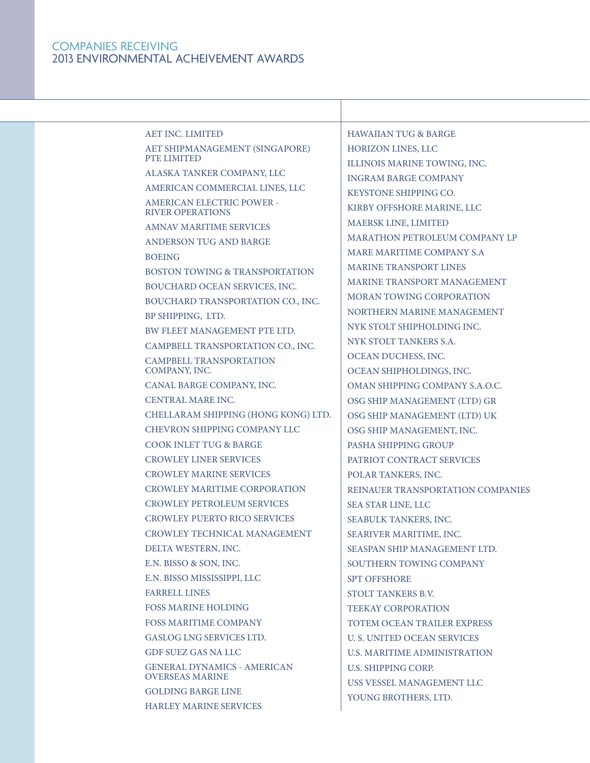# COMPANIES RECEIVING
# 2013 ENVIRONMENTAL ACHEIVEMENT AWARDS

AET INC. LIMITED
AET SHIPMANAGEMENT (SINGAPORE) PTE LIMITED
ALASKA TANKER COMPANY, LLC
AMERICAN COMMERCIAL LINES, LLC
AMERICAN ELECTRIC POWER - RIVER OPERATIONS
AMNAV MARITIME SERVICES
ANDERSON TUG AND BARGE
BOEING
BOSTON TOWING & TRANSPORTATION
BOUCHARD OCEAN SERVICES, INC.
BOUCHARD TRANSPORTATION CO., INC.
BP SHIPPING, LTD.
BW FLEET MANAGEMENT PTE LTD.
CAMPBELL TRANSPORTATION CO., INC.
CAMPBELL TRANSPORTATION COMPANY, INC.
CANAL BARGE COMPANY, INC.
CENTRAL MARE INC.
CHELLARAM SHIPPING (HONG KONG) LTD.
CHEVRON SHIPPING COMPANY LLC
COOK INLET TUG & BARGE
CROWLEY LINER SERVICES
CROWLEY MARINE SERVICES
CROWLEY MARITIME CORPORATION
CROWLEY PETROLEUM SERVICES
CROWLEY PUERTO RICO SERVICES
CROWLEY TECHNICAL MANAGEMENT
DELTA WESTERN, INC.
E.N. BISSO & SON, INC.
E.N. BISSO MISSISSIPPI, LLC
FARRELL LINES
FOSS MARINE HOLDING
FOSS MARITIME COMPANY
GASLOG LNG SERVICES LTD.
GDF SUEZ GAS NA LLC
GENERAL DYNAMICS - AMERICAN OVERSEAS MARINE
GOLDING BARGE LINE
HARLEY MARINE SERVICES
HAWAIIAN TUG & BARGE
HORIZON LINES, LLC
ILLINOIS MARINE TOWING, INC.
INGRAM BARGE COMPANY
KEYSTONE SHIPPING CO.
KIRBY OFFSHORE MARINE, LLC
MAERSK LINE, LIMITED
MARATHON PETROLEUM COMPANY LP
MARE MARITIME COMPANY S.A
MARINE TRANSPORT LINES
MARINE TRANSPORT MANAGEMENT
MORAN TOWING CORPORATION
NORTHERN MARINE MANAGEMENT
NYK STOLT SHIPHOLDING INC.
NYK STOLT TANKERS S.A.
OCEAN DUCHESS, INC.
OCEAN SHIPHOLDINGS, INC.
OMAN SHIPPING COMPANY S.A.O.C.
OSG SHIP MANAGEMENT (LTD) GR
OSG SHIP MANAGEMENT (LTD) UK
OSG SHIP MANAGEMENT, INC.
PASHA SHIPPING GROUP
PATRIOT CONTRACT SERVICES
POLAR TANKERS, INC.
REINAUER TRANSPORTATION COMPANIES
SEA STAR LINE, LLC
SEABULK TANKERS, INC.
SEARIVER MARITIME, INC.
SEASPAN SHIP MANAGEMENT LTD.
SOUTHERN TOWING COMPANY
SPT OFFSHORE
STOLT TANKERS B.V.
TEEKAY CORPORATION
TOTEM OCEAN TRAILER EXPRESS
U. S. UNITED OCEAN SERVICES
U.S. MARITIME ADMINISTRATION
U.S. SHIPPING CORP.
USS VESSEL MANAGEMENT LLC
YOUNG BROTHERS, LTD.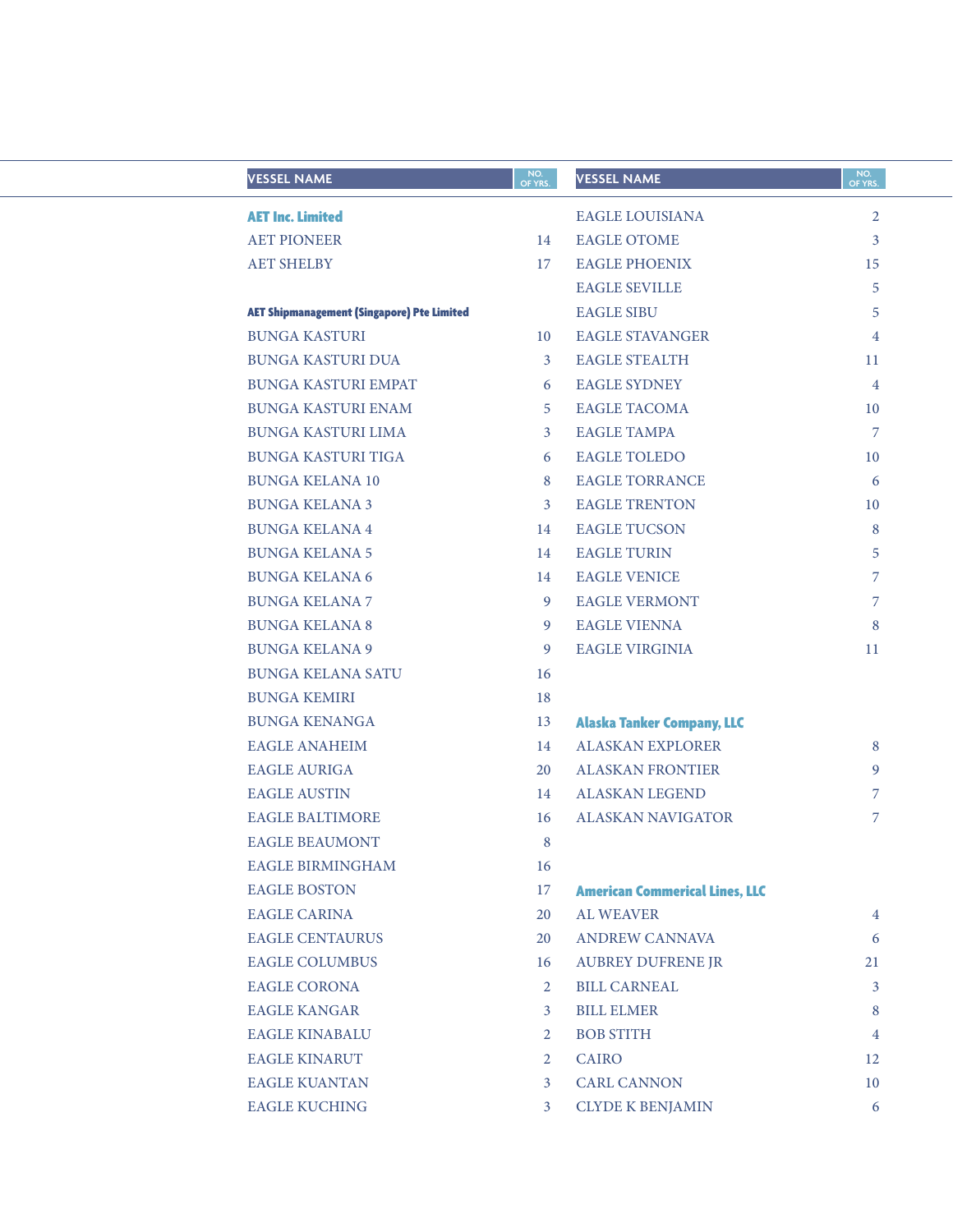| VESSEL NAME | NO. OF YRS. |
|---|---|
| **AET Inc. Limited** | |
| AET PIONEER | 14 |
| AET SHELBY | 17 |
| | |
| **AET Shipmanagement (Singapore) Pte Limited** | |
| BUNGA KASTURI | 10 |
| BUNGA KASTURI DUA | 3 |
| BUNGA KASTURI EMPAT | 6 |
| BUNGA KASTURI ENAM | 5 |
| BUNGA KASTURI LIMA | 3 |
| BUNGA KASTURI TIGA | 6 |
| BUNGA KELANA 10 | 8 |
| BUNGA KELANA 3 | 3 |
| BUNGA KELANA 4 | 14 |
| BUNGA KELANA 5 | 14 |
| BUNGA KELANA 6 | 14 |
| BUNGA KELANA 7 | 9 |
| BUNGA KELANA 8 | 9 |
| BUNGA KELANA 9 | 9 |
| BUNGA KELANA SATU | 16 |
| BUNGA KEMIRI | 18 |
| BUNGA KENANGA | 13 |
| EAGLE ANAHEIM | 14 |
| EAGLE AURIGA | 20 |
| EAGLE AUSTIN | 14 |
| EAGLE BALTIMORE | 16 |
| EAGLE BEAUMONT | 8 |
| EAGLE BIRMINGHAM | 16 |
| EAGLE BOSTON | 17 |
| EAGLE CARINA | 20 |
| EAGLE CENTAURUS | 20 |
| EAGLE COLUMBUS | 16 |
| EAGLE CORONA | 2 |
| EAGLE KANGAR | 3 |
| EAGLE KINABALU | 2 |
| EAGLE KINARUT | 2 |
| EAGLE KUANTAN | 3 |
| EAGLE KUCHING | 3 |
| EAGLE LOUISIANA | 2 |
| EAGLE OTOME | 3 |
| EAGLE PHOENIX | 15 |
| EAGLE SEVILLE | 5 |
| EAGLE SIBU | 5 |
| EAGLE STAVANGER | 4 |
| EAGLE STEALTH | 11 |
| EAGLE SYDNEY | 4 |
| EAGLE TACOMA | 10 |
| EAGLE TAMPA | 7 |
| EAGLE TOLEDO | 10 |
| EAGLE TORRANCE | 6 |
| EAGLE TRENTON | 10 |
| EAGLE TUCSON | 8 |
| EAGLE TURIN | 5 |
| EAGLE VENICE | 7 |
| EAGLE VERMONT | 7 |
| EAGLE VIENNA | 8 |
| EAGLE VIRGINIA | 11 |
| | |
| **Alaska Tanker Company, LLC** | |
| ALASKAN EXPLORER | 8 |
| ALASKAN FRONTIER | 9 |
| ALASKAN LEGEND | 7 |
| ALASKAN NAVIGATOR | 7 |
| | |
| **American Commerical Lines, LLC** | |
| AL WEAVER | 4 |
| ANDREW CANNAVA | 6 |
| AUBREY DUFRENE JR | 21 |
| BILL CARNEAL | 3 |
| BILL ELMER | 8 |
| BOB STITH | 4 |
| CAIRO | 12 |
| CARL CANNON | 10 |
| CLYDE K BENJAMIN | 6 |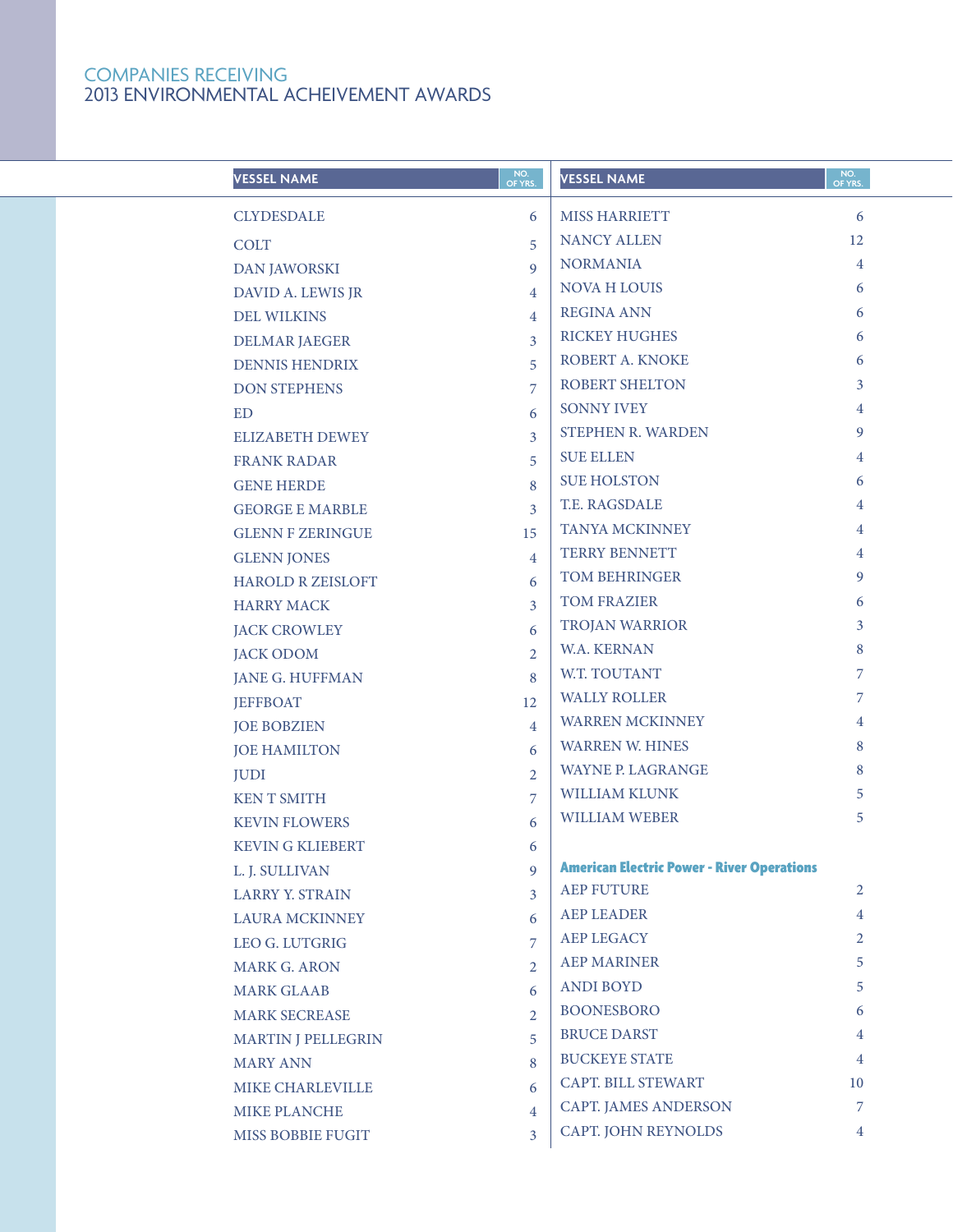## COMPANIES RECEIVING
## 2013 ENVIRONMENTAL ACHEIVEMENT AWARDS

| VESSEL NAME | NO. OF YRS. |
|---|---|
| CLYDESDALE | 6 |
| COLT | 5 |
| DAN JAWORSKI | 9 |
| DAVID A. LEWIS JR | 4 |
| DEL WILKINS | 4 |
| DELMAR JAEGER | 3 |
| DENNIS HENDRIX | 5 |
| DON STEPHENS | 7 |
| ED | 6 |
| ELIZABETH DEWEY | 3 |
| FRANK RADAR | 5 |
| GENE HERDE | 8 |
| GEORGE E MARBLE | 3 |
| GLENN F ZERINGUE | 15 |
| GLENN JONES | 4 |
| HAROLD R ZEISLOFT | 6 |
| HARRY MACK | 3 |
| JACK CROWLEY | 6 |
| JACK ODOM | 2 |
| JANE G. HUFFMAN | 8 |
| JEFFBOAT | 12 |
| JOE BOBZIEN | 4 |
| JOE HAMILTON | 6 |
| JUDI | 2 |
| KEN T SMITH | 7 |
| KEVIN FLOWERS | 6 |
| KEVIN G KLIEBERT | 6 |
| L. J. SULLIVAN | 9 |
| LARRY Y. STRAIN | 3 |
| LAURA MCKINNEY | 6 |
| LEO G. LUTGRIG | 7 |
| MARK G. ARON | 2 |
| MARK GLAAB | 6 |
| MARK SECREASE | 2 |
| MARTIN J PELLEGRIN | 5 |
| MARY ANN | 8 |
| MIKE CHARLEVILLE | 6 |
| MIKE PLANCHE | 4 |
| MISS BOBBIE FUGIT | 3 |
| MISS HARRIETT | 6 |
| NANCY ALLEN | 12 |
| NORMANIA | 4 |
| NOVA H LOUIS | 6 |
| REGINA ANN | 6 |
| RICKEY HUGHES | 6 |
| ROBERT A. KNOKE | 6 |
| ROBERT SHELTON | 3 |
| SONNY IVEY | 4 |
| STEPHEN R. WARDEN | 9 |
| SUE ELLEN | 4 |
| SUE HOLSTON | 6 |
| T.E. RAGSDALE | 4 |
| TANYA MCKINNEY | 4 |
| TERRY BENNETT | 4 |
| TOM BEHRINGER | 9 |
| TOM FRAZIER | 6 |
| TROJAN WARRIOR | 3 |
| W.A. KERNAN | 8 |
| W.T. TOUTANT | 7 |
| WALLY ROLLER | 7 |
| WARREN MCKINNEY | 4 |
| WARREN W. HINES | 8 |
| WAYNE P. LAGRANGE | 8 |
| WILLIAM KLUNK | 5 |
| WILLIAM WEBER | 5 |

**American Electric Power - River Operations**

| VESSEL NAME | NO. OF YRS. |
|---|---|
| AEP FUTURE | 2 |
| AEP LEADER | 4 |
| AEP LEGACY | 2 |
| AEP MARINER | 5 |
| ANDI BOYD | 5 |
| BOONESBORO | 6 |
| BRUCE DARST | 4 |
| BUCKEYE STATE | 4 |
| CAPT. BILL STEWART | 10 |
| CAPT. JAMES ANDERSON | 7 |
| CAPT. JOHN REYNOLDS | 4 |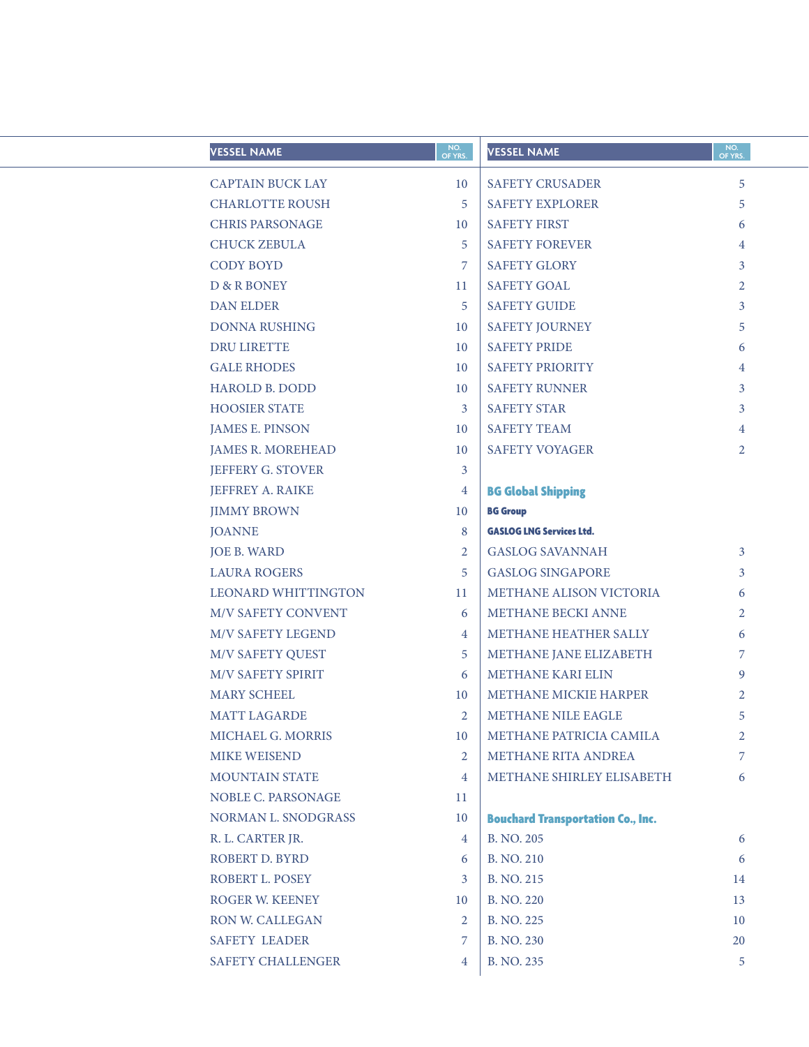| VESSEL NAME | NO. OF YRS. |
|---|---|
| CAPTAIN BUCK LAY | 10 |
| CHARLOTTE ROUSH | 5 |
| CHRIS PARSONAGE | 10 |
| CHUCK ZEBULA | 5 |
| CODY BOYD | 7 |
| D & R BONEY | 11 |
| DAN ELDER | 5 |
| DONNA RUSHING | 10 |
| DRU LIRETTE | 10 |
| GALE RHODES | 10 |
| HAROLD B. DODD | 10 |
| HOOSIER STATE | 3 |
| JAMES E. PINSON | 10 |
| JAMES R. MOREHEAD | 10 |
| JEFFERY G. STOVER | 3 |
| JEFFREY A. RAIKE | 4 |
| JIMMY BROWN | 10 |
| JOANNE | 8 |
| JOE B. WARD | 2 |
| LAURA ROGERS | 5 |
| LEONARD WHITTINGTON | 11 |
| M/V SAFETY CONVENT | 6 |
| M/V SAFETY LEGEND | 4 |
| M/V SAFETY QUEST | 5 |
| M/V SAFETY SPIRIT | 6 |
| MARY SCHEEL | 10 |
| MATT LAGARDE | 2 |
| MICHAEL G. MORRIS | 10 |
| MIKE WEISEND | 2 |
| MOUNTAIN STATE | 4 |
| NOBLE C. PARSONAGE | 11 |
| NORMAN L. SNODGRASS | 10 |
| R. L. CARTER JR. | 4 |
| ROBERT D. BYRD | 6 |
| ROBERT L. POSEY | 3 |
| ROGER W. KEENEY | 10 |
| RON W. CALLEGAN | 2 |
| SAFETY LEADER | 7 |
| SAFETY CHALLENGER | 4 |
| SAFETY CRUSADER | 5 |
| SAFETY EXPLORER | 5 |
| SAFETY FIRST | 6 |
| SAFETY FOREVER | 4 |
| SAFETY GLORY | 3 |
| SAFETY GOAL | 2 |
| SAFETY GUIDE | 3 |
| SAFETY JOURNEY | 5 |
| SAFETY PRIDE | 6 |
| SAFETY PRIORITY | 4 |
| SAFETY RUNNER | 3 |
| SAFETY STAR | 3 |
| SAFETY TEAM | 4 |
| SAFETY VOYAGER | 2 |

**BG Global Shipping**

**BG Group**

**GASLOG LNG Services Ltd.**

| VESSEL NAME | NO. OF YRS. |
|---|---|
| GASLOG SAVANNAH | 3 |
| GASLOG SINGAPORE | 3 |
| METHANE ALISON VICTORIA | 6 |
| METHANE BECKI ANNE | 2 |
| METHANE HEATHER SALLY | 6 |
| METHANE JANE ELIZABETH | 7 |
| METHANE KARI ELIN | 9 |
| METHANE MICKIE HARPER | 2 |
| METHANE NILE EAGLE | 5 |
| METHANE PATRICIA CAMILA | 2 |
| METHANE RITA ANDREA | 7 |
| METHANE SHIRLEY ELISABETH | 6 |

**Bouchard Transportation Co., Inc.**

| VESSEL NAME | NO. OF YRS. |
|---|---|
| B. NO. 205 | 6 |
| B. NO. 210 | 6 |
| B. NO. 215 | 14 |
| B. NO. 220 | 13 |
| B. NO. 225 | 10 |
| B. NO. 230 | 20 |
| B. NO. 235 | 5 |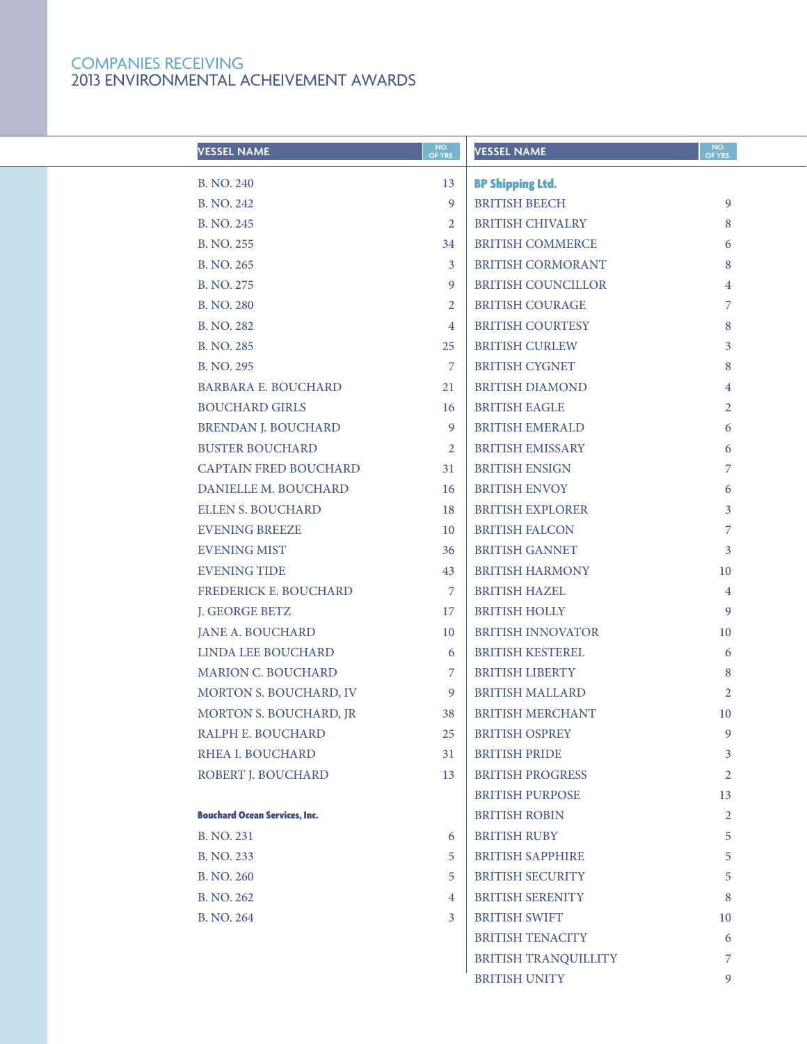# COMPANIES RECEIVING 2013 ENVIRONMENTAL ACHEIVEMENT AWARDS

| VESSEL NAME | NO. OF YRS. |
|---|---|
| B. NO. 240 | 13 |
| B. NO. 242 | 9 |
| B. NO. 245 | 2 |
| B. NO. 255 | 34 |
| B. NO. 265 | 3 |
| B. NO. 275 | 9 |
| B. NO. 280 | 2 |
| B. NO. 282 | 4 |
| B. NO. 285 | 25 |
| B. NO. 295 | 7 |
| BARBARA E. BOUCHARD | 21 |
| BOUCHARD GIRLS | 16 |
| BRENDAN J. BOUCHARD | 9 |
| BUSTER BOUCHARD | 2 |
| CAPTAIN FRED BOUCHARD | 31 |
| DANIELLE M. BOUCHARD | 16 |
| ELLEN S. BOUCHARD | 18 |
| EVENING BREEZE | 10 |
| EVENING MIST | 36 |
| EVENING TIDE | 43 |
| FREDERICK E. BOUCHARD | 7 |
| J. GEORGE BETZ | 17 |
| JANE A. BOUCHARD | 10 |
| LINDA LEE BOUCHARD | 6 |
| MARION C. BOUCHARD | 7 |
| MORTON S. BOUCHARD, IV | 9 |
| MORTON S. BOUCHARD, JR | 38 |
| RALPH E. BOUCHARD | 25 |
| RHEA I. BOUCHARD | 31 |
| ROBERT J. BOUCHARD | 13 |
| **Bouchard Ocean Services, Inc.** | |
| B. NO. 231 | 6 |
| B. NO. 233 | 5 |
| B. NO. 260 | 5 |
| B. NO. 262 | 4 |
| B. NO. 264 | 3 |

| VESSEL NAME | NO. OF YRS. |
|---|---|
| **BP Shipping Ltd.** | |
| BRITISH BEECH | 9 |
| BRITISH CHIVALRY | 8 |
| BRITISH COMMERCE | 6 |
| BRITISH CORMORANT | 8 |
| BRITISH COUNCILLOR | 4 |
| BRITISH COURAGE | 7 |
| BRITISH COURTESY | 8 |
| BRITISH CURLEW | 3 |
| BRITISH CYGNET | 8 |
| BRITISH DIAMOND | 4 |
| BRITISH EAGLE | 2 |
| BRITISH EMERALD | 6 |
| BRITISH EMISSARY | 6 |
| BRITISH ENSIGN | 7 |
| BRITISH ENVOY | 6 |
| BRITISH EXPLORER | 3 |
| BRITISH FALCON | 7 |
| BRITISH GANNET | 3 |
| BRITISH HARMONY | 10 |
| BRITISH HAZEL | 4 |
| BRITISH HOLLY | 9 |
| BRITISH INNOVATOR | 10 |
| BRITISH KESTEREL | 6 |
| BRITISH LIBERTY | 8 |
| BRITISH MALLARD | 2 |
| BRITISH MERCHANT | 10 |
| BRITISH OSPREY | 9 |
| BRITISH PRIDE | 3 |
| BRITISH PROGRESS | 2 |
| BRITISH PURPOSE | 13 |
| BRITISH ROBIN | 2 |
| BRITISH RUBY | 5 |
| BRITISH SAPPHIRE | 5 |
| BRITISH SECURITY | 5 |
| BRITISH SERENITY | 8 |
| BRITISH SWIFT | 10 |
| BRITISH TENACITY | 6 |
| BRITISH TRANQUILLITY | 7 |
| BRITISH UNITY | 9 |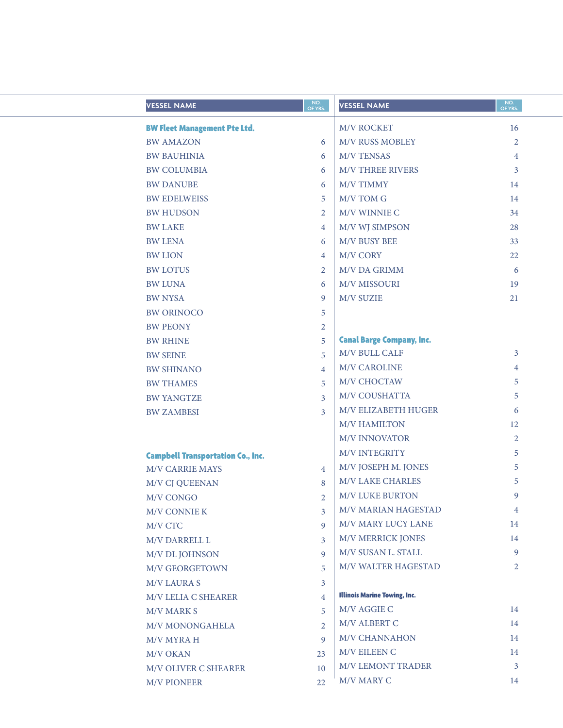| VESSEL NAME | NO. OF YRS. |
|---|---|
| **BW Fleet Management Pte Ltd.** | |
| BW AMAZON | 6 |
| BW BAUHINIA | 6 |
| BW COLUMBIA | 6 |
| BW DANUBE | 6 |
| BW EDELWEISS | 5 |
| BW HUDSON | 2 |
| BW LAKE | 4 |
| BW LENA | 6 |
| BW LION | 4 |
| BW LOTUS | 2 |
| BW LUNA | 6 |
| BW NYSA | 9 |
| BW ORINOCO | 5 |
| BW PEONY | 2 |
| BW RHINE | 5 |
| BW SEINE | 5 |
| BW SHINANO | 4 |
| BW THAMES | 5 |
| BW YANGTZE | 3 |
| BW ZAMBESI | 3 |
| **Campbell Transportation Co., Inc.** | |
| M/V CARRIE MAYS | 4 |
| M/V CJ QUEENAN | 8 |
| M/V CONGO | 2 |
| M/V CONNIE K | 3 |
| M/V CTC | 9 |
| M/V DARRELL L | 3 |
| M/V DL JOHNSON | 9 |
| M/V GEORGETOWN | 5 |
| M/V LAURA S | 3 |
| M/V LELIA C SHEARER | 4 |
| M/V MARK S | 5 |
| M/V MONONGAHELA | 2 |
| M/V MYRA H | 9 |
| M/V OKAN | 23 |
| M/V OLIVER C SHEARER | 10 |
| M/V PIONEER | 22 |
| M/V ROCKET | 16 |
| M/V RUSS MOBLEY | 2 |
| M/V TENSAS | 4 |
| M/V THREE RIVERS | 3 |
| M/V TIMMY | 14 |
| M/V TOM G | 14 |
| M/V WINNIE C | 34 |
| M/V WJ SIMPSON | 28 |
| M/V BUSY BEE | 33 |
| M/V CORY | 22 |
| M/V DA GRIMM | 6 |
| M/V MISSOURI | 19 |
| M/V SUZIE | 21 |
| **Canal Barge Company, Inc.** | |
| M/V BULL CALF | 3 |
| M/V CAROLINE | 4 |
| M/V CHOCTAW | 5 |
| M/V COUSHATTA | 5 |
| M/V ELIZABETH HUGER | 6 |
| M/V HAMILTON | 12 |
| M/V INNOVATOR | 2 |
| M/V INTEGRITY | 5 |
| M/V JOSEPH M. JONES | 5 |
| M/V LAKE CHARLES | 5 |
| M/V LUKE BURTON | 9 |
| M/V MARIAN HAGESTAD | 4 |
| M/V MARY LUCY LANE | 14 |
| M/V MERRICK JONES | 14 |
| M/V SUSAN L. STALL | 9 |
| M/V WALTER HAGESTAD | 2 |
| **Illinois Marine Towing, Inc.** | |
| M/V AGGIE C | 14 |
| M/V ALBERT C | 14 |
| M/V CHANNAHON | 14 |
| M/V EILEEN C | 14 |
| M/V LEMONT TRADER | 3 |
| M/V MARY C | 14 |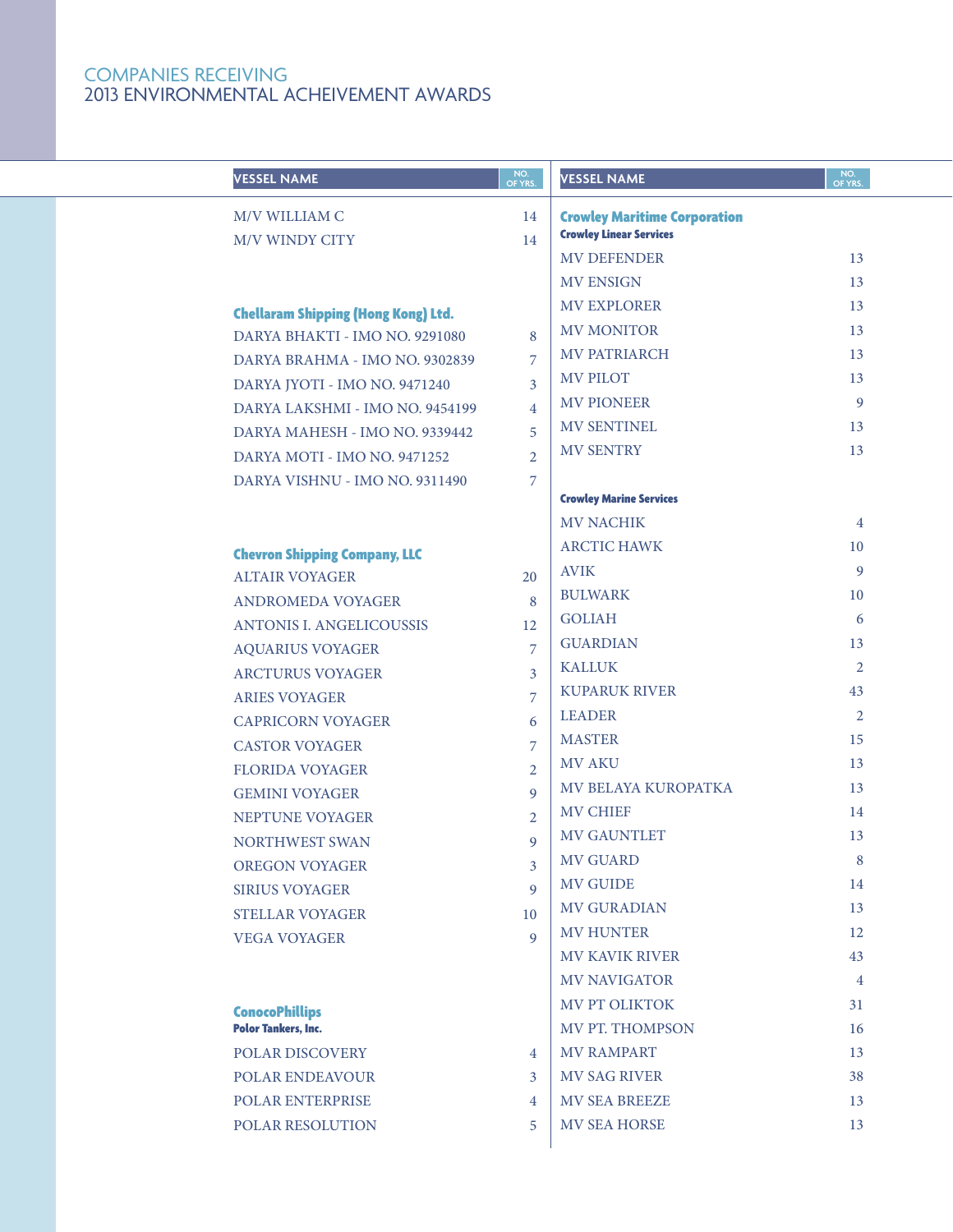## COMPANIES RECEIVING
## 2013 ENVIRONMENTAL ACHEIVEMENT AWARDS

| VESSEL NAME | NO. OF YRS. |
|---|---|
| M/V WILLIAM C | 14 |
| M/V WINDY CITY | 14 |

### Chellaram Shipping (Hong Kong) Ltd.

| VESSEL NAME | NO. OF YRS. |
|---|---|
| DARYA BHAKTI - IMO NO. 9291080 | 8 |
| DARYA BRAHMA - IMO NO. 9302839 | 7 |
| DARYA JYOTI - IMO NO. 9471240 | 3 |
| DARYA LAKSHMI - IMO NO. 9454199 | 4 |
| DARYA MAHESH - IMO NO. 9339442 | 5 |
| DARYA MOTI - IMO NO. 9471252 | 2 |
| DARYA VISHNU - IMO NO. 9311490 | 7 |

### Chevron Shipping Company, LLC

| VESSEL NAME | NO. OF YRS. |
|---|---|
| ALTAIR VOYAGER | 20 |
| ANDROMEDA VOYAGER | 8 |
| ANTONIS I. ANGELICOUSSIS | 12 |
| AQUARIUS VOYAGER | 7 |
| ARCTURUS VOYAGER | 3 |
| ARIES VOYAGER | 7 |
| CAPRICORN VOYAGER | 6 |
| CASTOR VOYAGER | 7 |
| FLORIDA VOYAGER | 2 |
| GEMINI VOYAGER | 9 |
| NEPTUNE VOYAGER | 2 |
| NORTHWEST SWAN | 9 |
| OREGON VOYAGER | 3 |
| SIRIUS VOYAGER | 9 |
| STELLAR VOYAGER | 10 |
| VEGA VOYAGER | 9 |

### ConocoPhillips
**Polor Tankers, Inc.**

| VESSEL NAME | NO. OF YRS. |
|---|---|
| POLAR DISCOVERY | 4 |
| POLAR ENDEAVOUR | 3 |
| POLAR ENTERPRISE | 4 |
| POLAR RESOLUTION | 5 |

### Crowley Maritime Corporation
**Crowley Linear Services**

| VESSEL NAME | NO. OF YRS. |
|---|---|
| MV DEFENDER | 13 |
| MV ENSIGN | 13 |
| MV EXPLORER | 13 |
| MV MONITOR | 13 |
| MV PATRIARCH | 13 |
| MV PILOT | 13 |
| MV PIONEER | 9 |
| MV SENTINEL | 13 |
| MV SENTRY | 13 |

**Crowley Marine Services**

| VESSEL NAME | NO. OF YRS. |
|---|---|
| MV NACHIK | 4 |
| ARCTIC HAWK | 10 |
| AVIK | 9 |
| BULWARK | 10 |
| GOLIAH | 6 |
| GUARDIAN | 13 |
| KALLUK | 2 |
| KUPARUK RIVER | 43 |
| LEADER | 2 |
| MASTER | 15 |
| MV AKU | 13 |
| MV BELAYA KUROPATKA | 13 |
| MV CHIEF | 14 |
| MV GAUNTLET | 13 |
| MV GUARD | 8 |
| MV GUIDE | 14 |
| MV GURADIAN | 13 |
| MV HUNTER | 12 |
| MV KAVIK RIVER | 43 |
| MV NAVIGATOR | 4 |
| MV PT OLIKTOK | 31 |
| MV PT. THOMPSON | 16 |
| MV RAMPART | 13 |
| MV SAG RIVER | 38 |
| MV SEA BREEZE | 13 |
| MV SEA HORSE | 13 |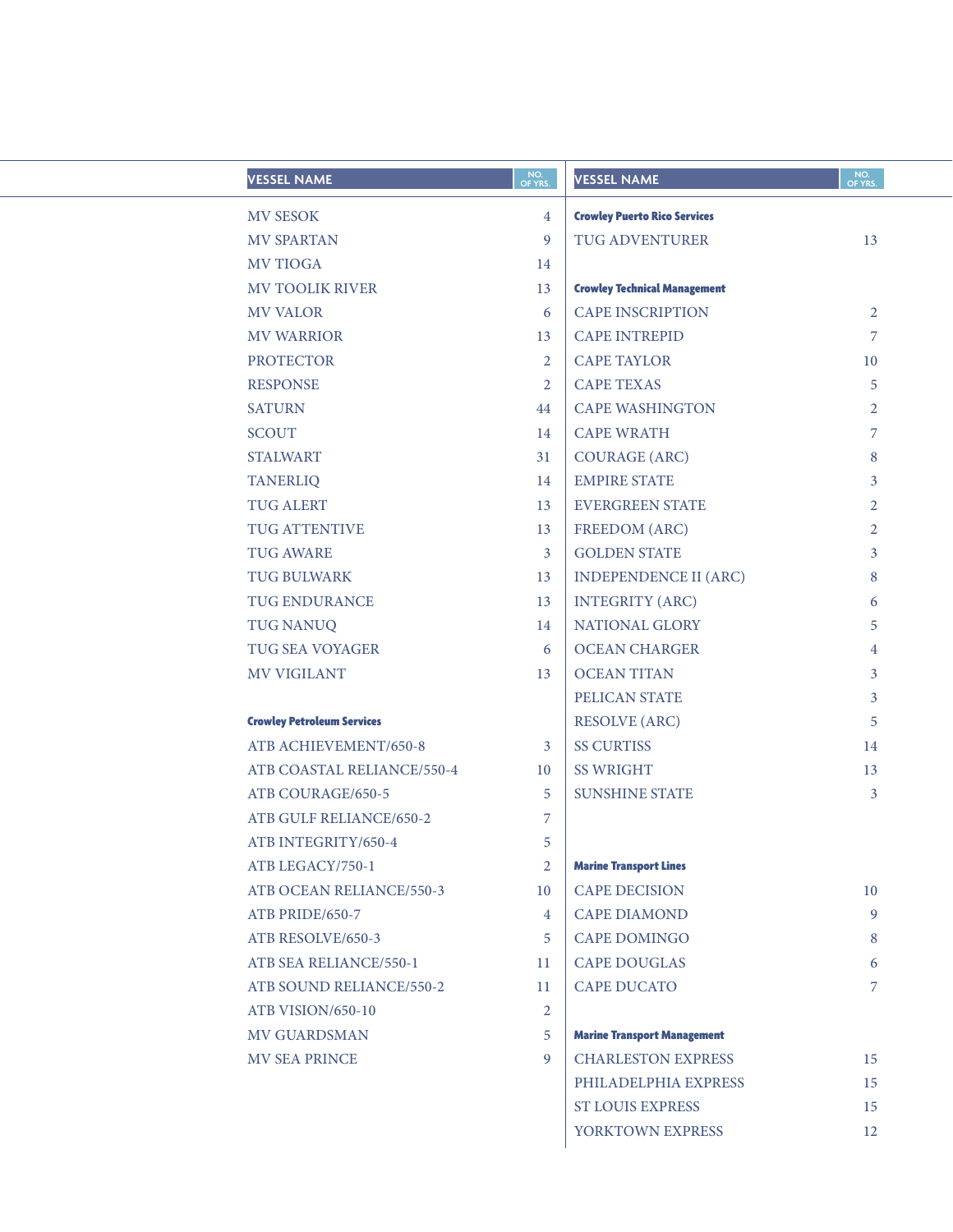| VESSEL NAME | NO. OF YRS. |
|---|---|
| MV SESOK | 4 |
| MV SPARTAN | 9 |
| MV TIOGA | 14 |
| MV TOOLIK RIVER | 13 |
| MV VALOR | 6 |
| MV WARRIOR | 13 |
| PROTECTOR | 2 |
| RESPONSE | 2 |
| SATURN | 44 |
| SCOUT | 14 |
| STALWART | 31 |
| TANERLIQ | 14 |
| TUG ALERT | 13 |
| TUG ATTENTIVE | 13 |
| TUG AWARE | 3 |
| TUG BULWARK | 13 |
| TUG ENDURANCE | 13 |
| TUG NANUQ | 14 |
| TUG SEA VOYAGER | 6 |
| MV VIGILANT | 13 |
| **Crowley Petroleum Services** | |
| ATB ACHIEVEMENT/650-8 | 3 |
| ATB COASTAL RELIANCE/550-4 | 10 |
| ATB COURAGE/650-5 | 5 |
| ATB GULF RELIANCE/650-2 | 7 |
| ATB INTEGRITY/650-4 | 5 |
| ATB LEGACY/750-1 | 2 |
| ATB OCEAN RELIANCE/550-3 | 10 |
| ATB PRIDE/650-7 | 4 |
| ATB RESOLVE/650-3 | 5 |
| ATB SEA RELIANCE/550-1 | 11 |
| ATB SOUND RELIANCE/550-2 | 11 |
| ATB VISION/650-10 | 2 |
| MV GUARDSMAN | 5 |
| MV SEA PRINCE | 9 |

| VESSEL NAME | NO. OF YRS. |
|---|---|
| **Crowley Puerto Rico Services** | |
| TUG ADVENTURER | 13 |
| **Crowley Technical Management** | |
| CAPE INSCRIPTION | 2 |
| CAPE INTREPID | 7 |
| CAPE TAYLOR | 10 |
| CAPE TEXAS | 5 |
| CAPE WASHINGTON | 2 |
| CAPE WRATH | 7 |
| COURAGE (ARC) | 8 |
| EMPIRE STATE | 3 |
| EVERGREEN STATE | 2 |
| FREEDOM (ARC) | 2 |
| GOLDEN STATE | 3 |
| INDEPENDENCE II (ARC) | 8 |
| INTEGRITY (ARC) | 6 |
| NATIONAL GLORY | 5 |
| OCEAN CHARGER | 4 |
| OCEAN TITAN | 3 |
| PELICAN STATE | 3 |
| RESOLVE (ARC) | 5 |
| SS CURTISS | 14 |
| SS WRIGHT | 13 |
| SUNSHINE STATE | 3 |
| **Marine Transport Lines** | |
| CAPE DECISION | 10 |
| CAPE DIAMOND | 9 |
| CAPE DOMINGO | 8 |
| CAPE DOUGLAS | 6 |
| CAPE DUCATO | 7 |
| **Marine Transport Management** | |
| CHARLESTON EXPRESS | 15 |
| PHILADELPHIA EXPRESS | 15 |
| ST LOUIS EXPRESS | 15 |
| YORKTOWN EXPRESS | 12 |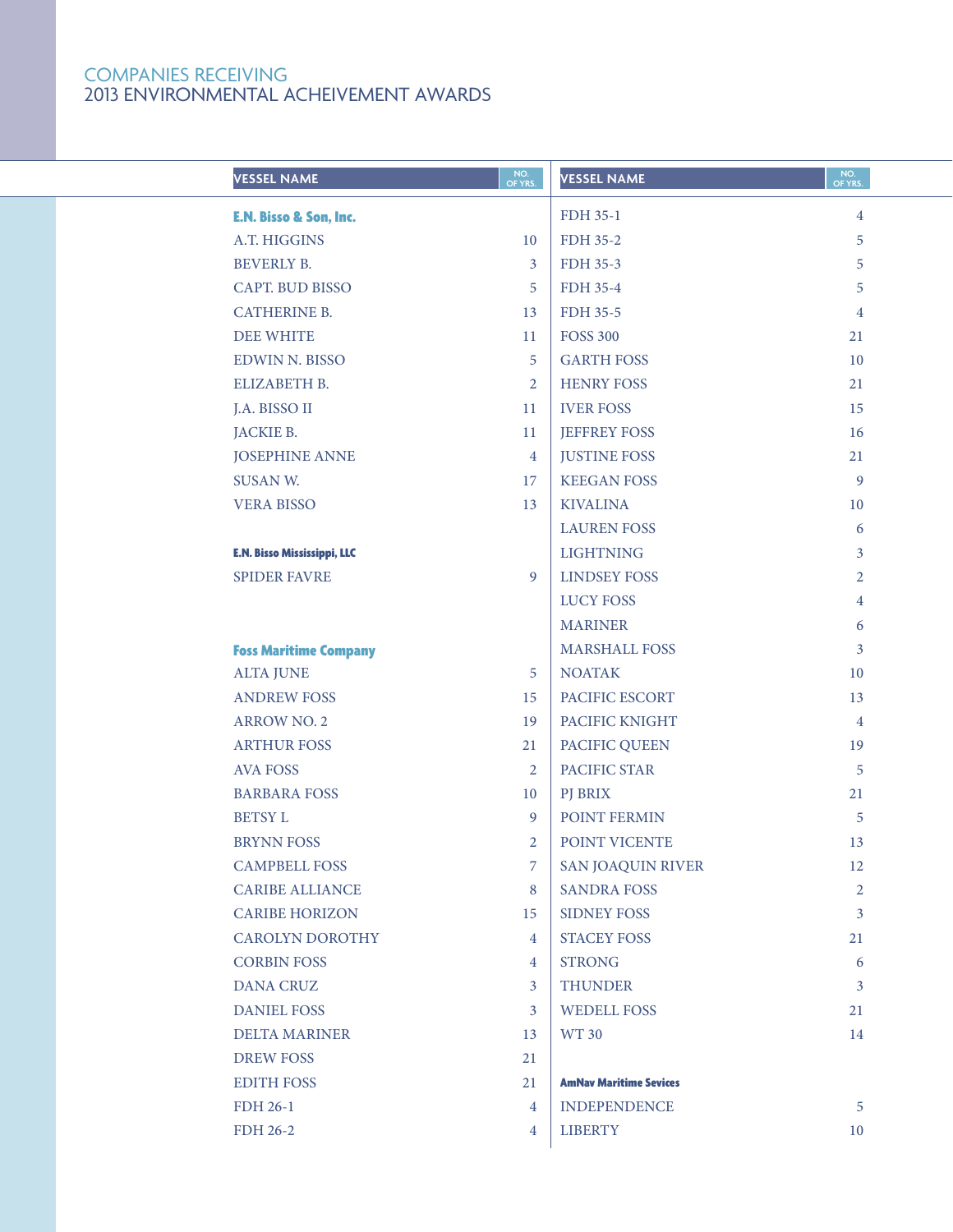## COMPANIES RECEIVING 2013 ENVIRONMENTAL ACHEIVEMENT AWARDS

| VESSEL NAME | NO. OF YRS. |
|---|---|
| **E.N. Bisso & Son, Inc.** | |
| A.T. HIGGINS | 10 |
| BEVERLY B. | 3 |
| CAPT. BUD BISSO | 5 |
| CATHERINE B. | 13 |
| DEE WHITE | 11 |
| EDWIN N. BISSO | 5 |
| ELIZABETH B. | 2 |
| J.A. BISSO II | 11 |
| JACKIE B. | 11 |
| JOSEPHINE ANNE | 4 |
| SUSAN W. | 17 |
| VERA BISSO | 13 |
| **E.N. Bisso Mississippi, LLC** | |
| SPIDER FAVRE | 9 |
| **Foss Maritime Company** | |
| ALTA JUNE | 5 |
| ANDREW FOSS | 15 |
| ARROW NO. 2 | 19 |
| ARTHUR FOSS | 21 |
| AVA FOSS | 2 |
| BARBARA FOSS | 10 |
| BETSY L | 9 |
| BRYNN FOSS | 2 |
| CAMPBELL FOSS | 7 |
| CARIBE ALLIANCE | 8 |
| CARIBE HORIZON | 15 |
| CAROLYN DOROTHY | 4 |
| CORBIN FOSS | 4 |
| DANA CRUZ | 3 |
| DANIEL FOSS | 3 |
| DELTA MARINER | 13 |
| DREW FOSS | 21 |
| EDITH FOSS | 21 |
| FDH 26-1 | 4 |
| FDH 26-2 | 4 |
| FDH 35-1 | 4 |
| FDH 35-2 | 5 |
| FDH 35-3 | 5 |
| FDH 35-4 | 5 |
| FDH 35-5 | 4 |
| FOSS 300 | 21 |
| GARTH FOSS | 10 |
| HENRY FOSS | 21 |
| IVER FOSS | 15 |
| JEFFREY FOSS | 16 |
| JUSTINE FOSS | 21 |
| KEEGAN FOSS | 9 |
| KIVALINA | 10 |
| LAUREN FOSS | 6 |
| LIGHTNING | 3 |
| LINDSEY FOSS | 2 |
| LUCY FOSS | 4 |
| MARINER | 6 |
| MARSHALL FOSS | 3 |
| NOATAK | 10 |
| PACIFIC ESCORT | 13 |
| PACIFIC KNIGHT | 4 |
| PACIFIC QUEEN | 19 |
| PACIFIC STAR | 5 |
| PJ BRIX | 21 |
| POINT FERMIN | 5 |
| POINT VICENTE | 13 |
| SAN JOAQUIN RIVER | 12 |
| SANDRA FOSS | 2 |
| SIDNEY FOSS | 3 |
| STACEY FOSS | 21 |
| STRONG | 6 |
| THUNDER | 3 |
| WEDELL FOSS | 21 |
| WT 30 | 14 |
| **AmNav Maritime Sevices** | |
| INDEPENDENCE | 5 |
| LIBERTY | 10 |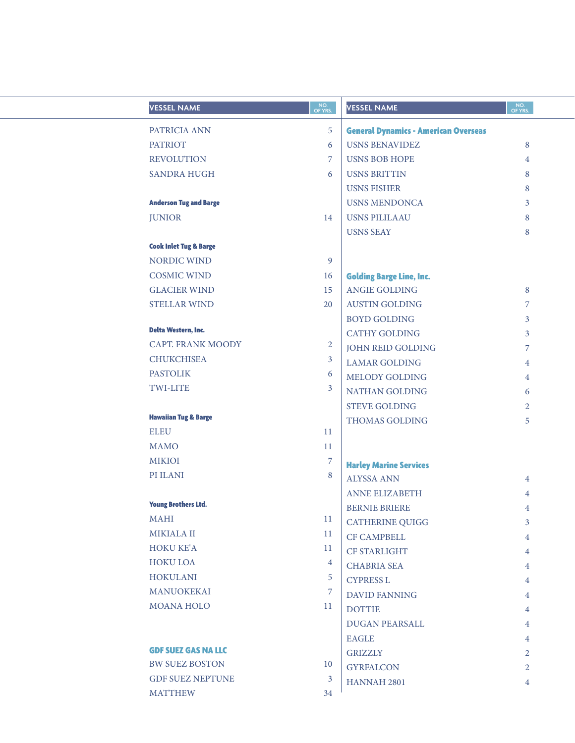| VESSEL NAME | NO. OF YRS. |
|---|---|
| PATRICIA ANN | 5 |
| PATRIOT | 6 |
| REVOLUTION | 7 |
| SANDRA HUGH | 6 |
| **Anderson Tug and Barge** | |
| JUNIOR | 14 |
| **Cook Inlet Tug & Barge** | |
| NORDIC WIND | 9 |
| COSMIC WIND | 16 |
| GLACIER WIND | 15 |
| STELLAR WIND | 20 |
| **Delta Western, Inc.** | |
| CAPT. FRANK MOODY | 2 |
| CHUKCHISEA | 3 |
| PASTOLIK | 6 |
| TWI-LITE | 3 |
| **Hawaiian Tug & Barge** | |
| ELEU | 11 |
| MAMO | 11 |
| MIKIOI | 7 |
| PI ILANI | 8 |
| **Young Brothers Ltd.** | |
| MAHI | 11 |
| MIKIALA II | 11 |
| HOKU KE'A | 11 |
| HOKU LOA | 4 |
| HOKULANI | 5 |
| MANUOKEKAI | 7 |
| MOANA HOLO | 11 |
| **GDF SUEZ GAS NA LLC** | |
| BW SUEZ BOSTON | 10 |
| GDF SUEZ NEPTUNE | 3 |
| MATTHEW | 34 |

| VESSEL NAME | NO. OF YRS. |
|---|---|
| **General Dynamics - American Overseas** | |
| USNS BENAVIDEZ | 8 |
| USNS BOB HOPE | 4 |
| USNS BRITTIN | 8 |
| USNS FISHER | 8 |
| USNS MENDONCA | 3 |
| USNS PILILAAU | 8 |
| USNS SEAY | 8 |
| **Golding Barge Line, Inc.** | |
| ANGIE GOLDING | 8 |
| AUSTIN GOLDING | 7 |
| BOYD GOLDING | 3 |
| CATHY GOLDING | 3 |
| JOHN REID GOLDING | 7 |
| LAMAR GOLDING | 4 |
| MELODY GOLDING | 4 |
| NATHAN GOLDING | 6 |
| STEVE GOLDING | 2 |
| THOMAS GOLDING | 5 |
| **Harley Marine Services** | |
| ALYSSA ANN | 4 |
| ANNE ELIZABETH | 4 |
| BERNIE BRIERE | 4 |
| CATHERINE QUIGG | 3 |
| CF CAMPBELL | 4 |
| CF STARLIGHT | 4 |
| CHABRIA SEA | 4 |
| CYPRESS L | 4 |
| DAVID FANNING | 4 |
| DOTTIE | 4 |
| DUGAN PEARSALL | 4 |
| EAGLE | 4 |
| GRIZZLY | 2 |
| GYRFALCON | 2 |
| HANNAH 2801 | 4 |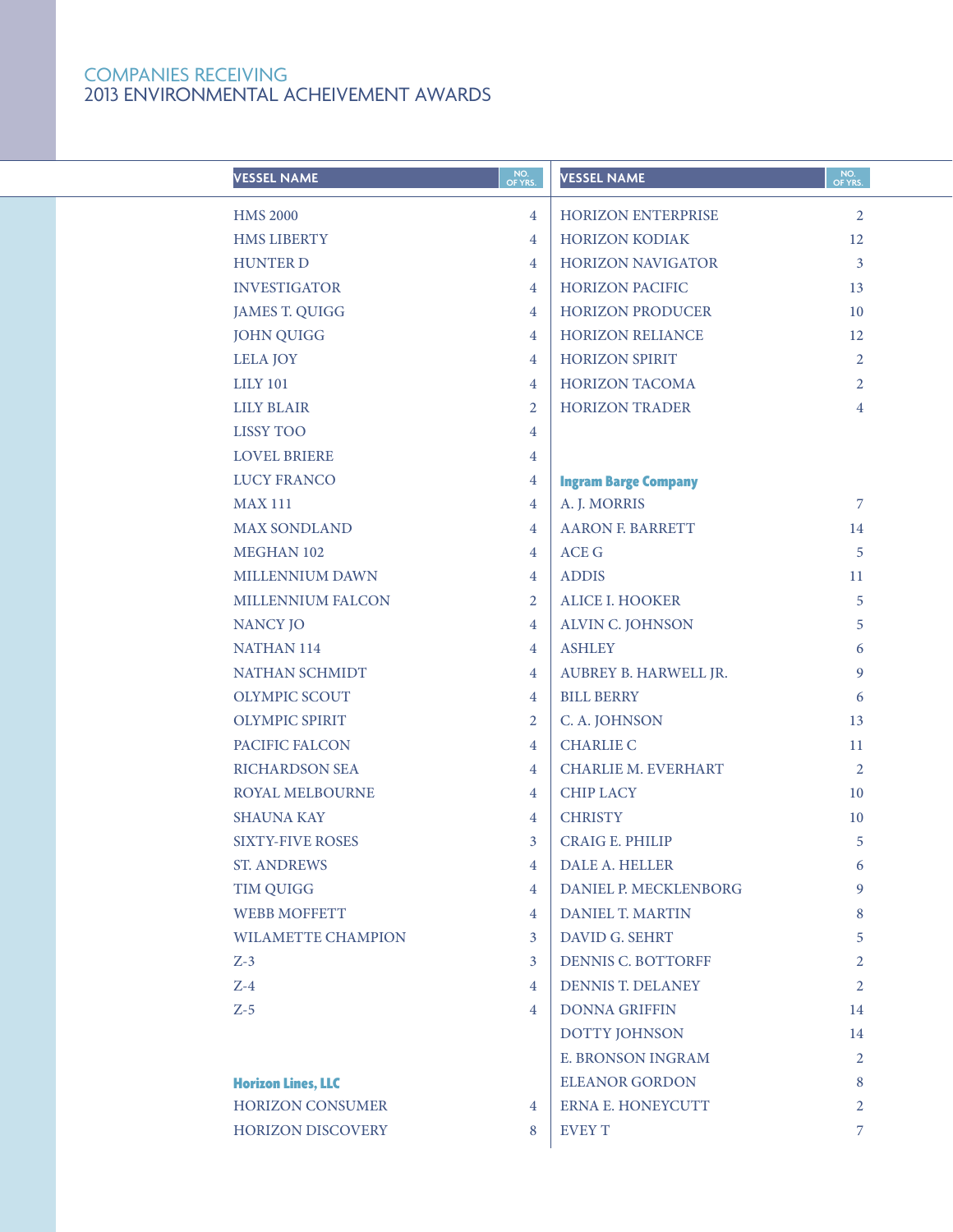# COMPANIES RECEIVING 2013 ENVIRONMENTAL ACHEIVEMENT AWARDS

| VESSEL NAME | NO. OF YRS. |
|---|---|
| HMS 2000 | 4 |
| HMS LIBERTY | 4 |
| HUNTER D | 4 |
| INVESTIGATOR | 4 |
| JAMES T. QUIGG | 4 |
| JOHN QUIGG | 4 |
| LELA JOY | 4 |
| LILY 101 | 4 |
| LILY BLAIR | 2 |
| LISSY TOO | 4 |
| LOVEL BRIERE | 4 |
| LUCY FRANCO | 4 |
| MAX 111 | 4 |
| MAX SONDLAND | 4 |
| MEGHAN 102 | 4 |
| MILLENNIUM DAWN | 4 |
| MILLENNIUM FALCON | 2 |
| NANCY JO | 4 |
| NATHAN 114 | 4 |
| NATHAN SCHMIDT | 4 |
| OLYMPIC SCOUT | 4 |
| OLYMPIC SPIRIT | 2 |
| PACIFIC FALCON | 4 |
| RICHARDSON SEA | 4 |
| ROYAL MELBOURNE | 4 |
| SHAUNA KAY | 4 |
| SIXTY-FIVE ROSES | 3 |
| ST. ANDREWS | 4 |
| TIM QUIGG | 4 |
| WEBB MOFFETT | 4 |
| WILAMETTE CHAMPION | 3 |
| Z-3 | 3 |
| Z-4 | 4 |
| Z-5 | 4 |

**Horizon Lines, LLC**

| VESSEL NAME | NO. OF YRS. |
|---|---|
| HORIZON CONSUMER | 4 |
| HORIZON DISCOVERY | 8 |
| HORIZON ENTERPRISE | 2 |
| HORIZON KODIAK | 12 |
| HORIZON NAVIGATOR | 3 |
| HORIZON PACIFIC | 13 |
| HORIZON PRODUCER | 10 |
| HORIZON RELIANCE | 12 |
| HORIZON SPIRIT | 2 |
| HORIZON TACOMA | 2 |
| HORIZON TRADER | 4 |

**Ingram Barge Company**

| VESSEL NAME | NO. OF YRS. |
|---|---|
| A. J. MORRIS | 7 |
| AARON F. BARRETT | 14 |
| ACE G | 5 |
| ADDIS | 11 |
| ALICE I. HOOKER | 5 |
| ALVIN C. JOHNSON | 5 |
| ASHLEY | 6 |
| AUBREY B. HARWELL JR. | 9 |
| BILL BERRY | 6 |
| C. A. JOHNSON | 13 |
| CHARLIE C | 11 |
| CHARLIE M. EVERHART | 2 |
| CHIP LACY | 10 |
| CHRISTY | 10 |
| CRAIG E. PHILIP | 5 |
| DALE A. HELLER | 6 |
| DANIEL P. MECKLENBORG | 9 |
| DANIEL T. MARTIN | 8 |
| DAVID G. SEHRT | 5 |
| DENNIS C. BOTTORFF | 2 |
| DENNIS T. DELANEY | 2 |
| DONNA GRIFFIN | 14 |
| DOTTY JOHNSON | 14 |
| E. BRONSON INGRAM | 2 |
| ELEANOR GORDON | 8 |
| ERNA E. HONEYCUTT | 2 |
| EVEY T | 7 |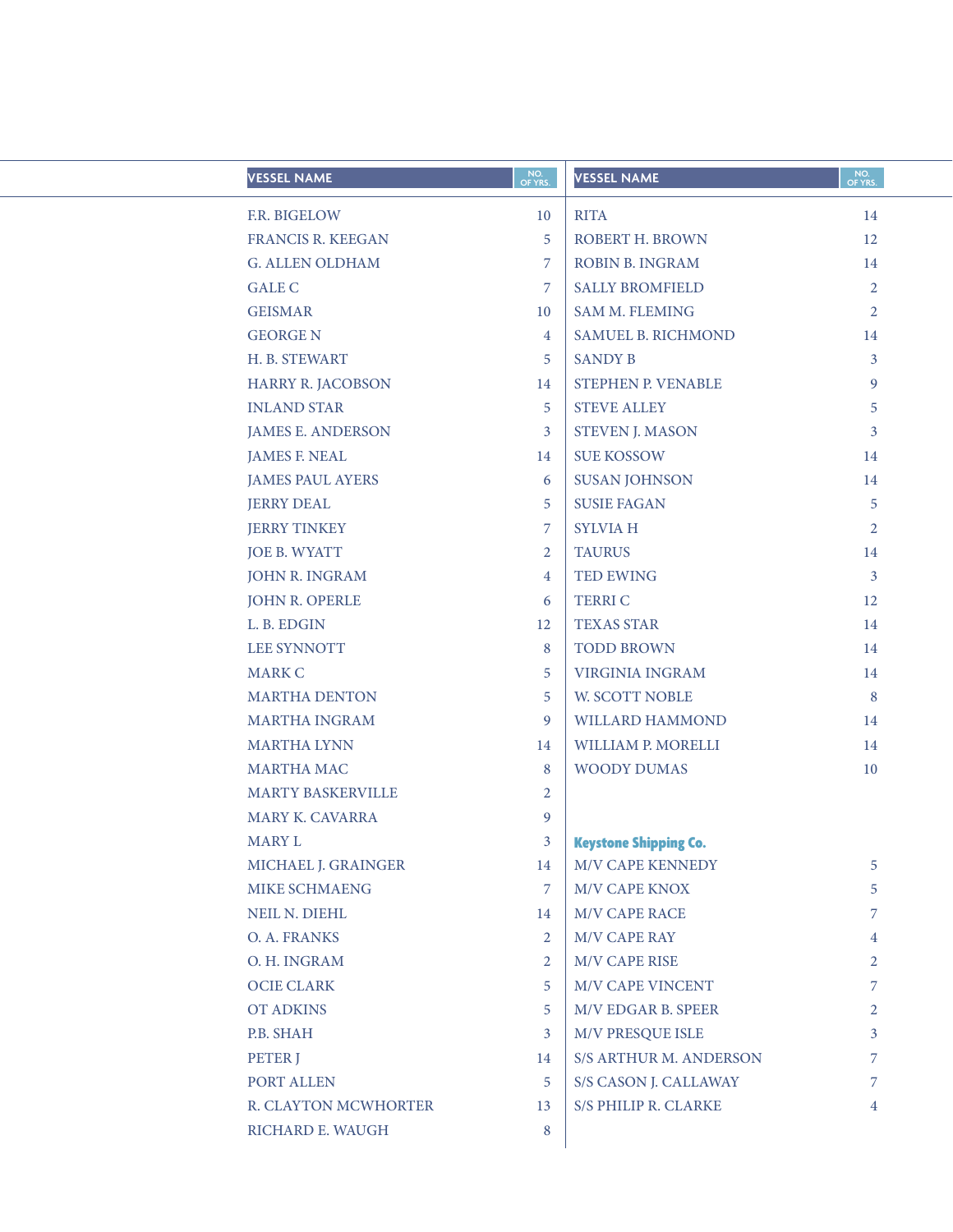| VESSEL NAME | NO. OF YRS. |
|---|---|
| F.R. BIGELOW | 10 |
| FRANCIS R. KEEGAN | 5 |
| G. ALLEN OLDHAM | 7 |
| GALE C | 7 |
| GEISMAR | 10 |
| GEORGE N | 4 |
| H. B. STEWART | 5 |
| HARRY R. JACOBSON | 14 |
| INLAND STAR | 5 |
| JAMES E. ANDERSON | 3 |
| JAMES F. NEAL | 14 |
| JAMES PAUL AYERS | 6 |
| JERRY DEAL | 5 |
| JERRY TINKEY | 7 |
| JOE B. WYATT | 2 |
| JOHN R. INGRAM | 4 |
| JOHN R. OPERLE | 6 |
| L. B. EDGIN | 12 |
| LEE SYNNOTT | 8 |
| MARK C | 5 |
| MARTHA DENTON | 5 |
| MARTHA INGRAM | 9 |
| MARTHA LYNN | 14 |
| MARTHA MAC | 8 |
| MARTY BASKERVILLE | 2 |
| MARY K. CAVARRA | 9 |
| MARY L | 3 |
| MICHAEL J. GRAINGER | 14 |
| MIKE SCHMAENG | 7 |
| NEIL N. DIEHL | 14 |
| O. A. FRANKS | 2 |
| O. H. INGRAM | 2 |
| OCIE CLARK | 5 |
| OT ADKINS | 5 |
| P.B. SHAH | 3 |
| PETER J | 14 |
| PORT ALLEN | 5 |
| R. CLAYTON MCWHORTER | 13 |
| RICHARD E. WAUGH | 8 |

| VESSEL NAME | NO. OF YRS. |
|---|---|
| RITA | 14 |
| ROBERT H. BROWN | 12 |
| ROBIN B. INGRAM | 14 |
| SALLY BROMFIELD | 2 |
| SAM M. FLEMING | 2 |
| SAMUEL B. RICHMOND | 14 |
| SANDY B | 3 |
| STEPHEN P. VENABLE | 9 |
| STEVE ALLEY | 5 |
| STEVEN J. MASON | 3 |
| SUE KOSSOW | 14 |
| SUSAN JOHNSON | 14 |
| SUSIE FAGAN | 5 |
| SYLVIA H | 2 |
| TAURUS | 14 |
| TED EWING | 3 |
| TERRI C | 12 |
| TEXAS STAR | 14 |
| TODD BROWN | 14 |
| VIRGINIA INGRAM | 14 |
| W. SCOTT NOBLE | 8 |
| WILLARD HAMMOND | 14 |
| WILLIAM P. MORELLI | 14 |
| WOODY DUMAS | 10 |

**Keystone Shipping Co.**

| VESSEL NAME | NO. OF YRS. |
|---|---|
| M/V CAPE KENNEDY | 5 |
| M/V CAPE KNOX | 5 |
| M/V CAPE RACE | 7 |
| M/V CAPE RAY | 4 |
| M/V CAPE RISE | 2 |
| M/V CAPE VINCENT | 7 |
| M/V EDGAR B. SPEER | 2 |
| M/V PRESQUE ISLE | 3 |
| S/S ARTHUR M. ANDERSON | 7 |
| S/S CASON J. CALLAWAY | 7 |
| S/S PHILIP R. CLARKE | 4 |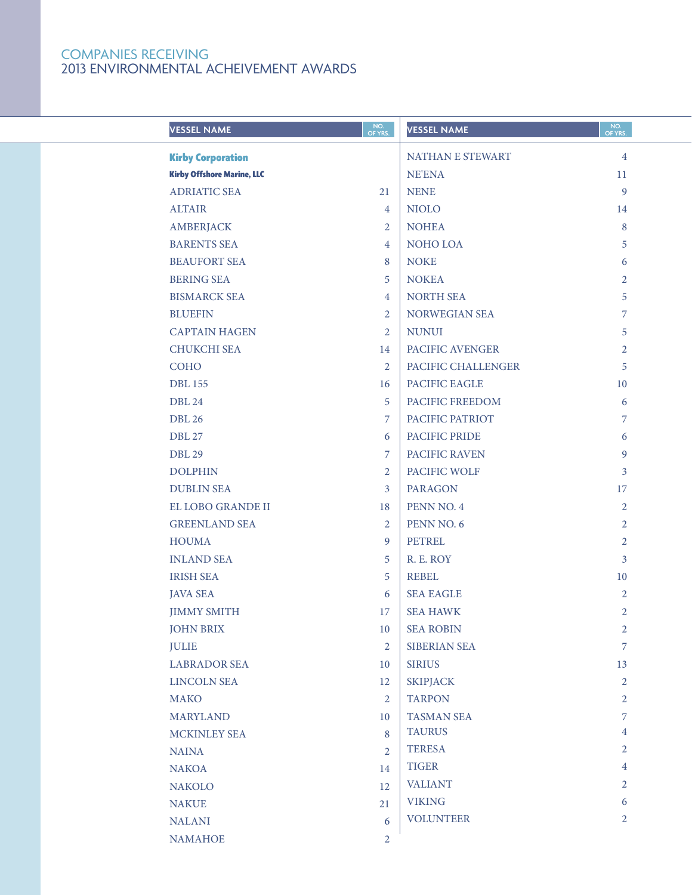## COMPANIES RECEIVING
## 2013 ENVIRONMENTAL ACHEIVEMENT AWARDS

| VESSEL NAME | NO. OF YRS. |
|---|---|
| **Kirby Corporation** | |
| **Kirby Offshore Marine, LLC** | |
| ADRIATIC SEA | 21 |
| ALTAIR | 4 |
| AMBERJACK | 2 |
| BARENTS SEA | 4 |
| BEAUFORT SEA | 8 |
| BERING SEA | 5 |
| BISMARCK SEA | 4 |
| BLUEFIN | 2 |
| CAPTAIN HAGEN | 2 |
| CHUKCHI SEA | 14 |
| COHO | 2 |
| DBL 155 | 16 |
| DBL 24 | 5 |
| DBL 26 | 7 |
| DBL 27 | 6 |
| DBL 29 | 7 |
| DOLPHIN | 2 |
| DUBLIN SEA | 3 |
| EL LOBO GRANDE II | 18 |
| GREENLAND SEA | 2 |
| HOUMA | 9 |
| INLAND SEA | 5 |
| IRISH SEA | 5 |
| JAVA SEA | 6 |
| JIMMY SMITH | 17 |
| JOHN BRIX | 10 |
| JULIE | 2 |
| LABRADOR SEA | 10 |
| LINCOLN SEA | 12 |
| MAKO | 2 |
| MARYLAND | 10 |
| MCKINLEY SEA | 8 |
| NAINA | 2 |
| NAKOA | 14 |
| NAKOLO | 12 |
| NAKUE | 21 |
| NALANI | 6 |
| NAMAHOE | 2 |
| NATHAN E STEWART | 4 |
| NE'ENA | 11 |
| NENE | 9 |
| NIOLO | 14 |
| NOHEA | 8 |
| NOHO LOA | 5 |
| NOKE | 6 |
| NOKEA | 2 |
| NORTH SEA | 5 |
| NORWEGIAN SEA | 7 |
| NUNUI | 5 |
| PACIFIC AVENGER | 2 |
| PACIFIC CHALLENGER | 5 |
| PACIFIC EAGLE | 10 |
| PACIFIC FREEDOM | 6 |
| PACIFIC PATRIOT | 7 |
| PACIFIC PRIDE | 6 |
| PACIFIC RAVEN | 9 |
| PACIFIC WOLF | 3 |
| PARAGON | 17 |
| PENN NO. 4 | 2 |
| PENN NO. 6 | 2 |
| PETREL | 2 |
| R. E. ROY | 3 |
| REBEL | 10 |
| SEA EAGLE | 2 |
| SEA HAWK | 2 |
| SEA ROBIN | 2 |
| SIBERIAN SEA | 7 |
| SIRIUS | 13 |
| SKIPJACK | 2 |
| TARPON | 2 |
| TASMAN SEA | 7 |
| TAURUS | 4 |
| TERESA | 2 |
| TIGER | 4 |
| VALIANT | 2 |
| VIKING | 6 |
| VOLUNTEER | 2 |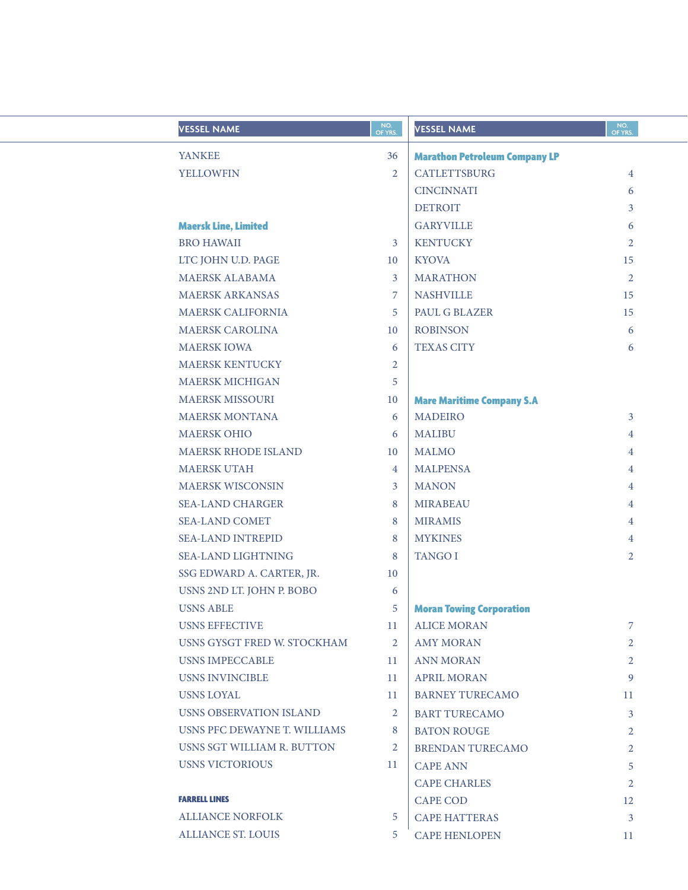| VESSEL NAME | NO. OF YRS. |
|---|---|
| YANKEE | 36 |
| YELLOWFIN | 2 |
| **Maersk Line, Limited** | |
| BRO HAWAII | 3 |
| LTC JOHN U.D. PAGE | 10 |
| MAERSK ALABAMA | 3 |
| MAERSK ARKANSAS | 7 |
| MAERSK CALIFORNIA | 5 |
| MAERSK CAROLINA | 10 |
| MAERSK IOWA | 6 |
| MAERSK KENTUCKY | 2 |
| MAERSK MICHIGAN | 5 |
| MAERSK MISSOURI | 10 |
| MAERSK MONTANA | 6 |
| MAERSK OHIO | 6 |
| MAERSK RHODE ISLAND | 10 |
| MAERSK UTAH | 4 |
| MAERSK WISCONSIN | 3 |
| SEA-LAND CHARGER | 8 |
| SEA-LAND COMET | 8 |
| SEA-LAND INTREPID | 8 |
| SEA-LAND LIGHTNING | 8 |
| SSG EDWARD A. CARTER, JR. | 10 |
| USNS 2ND LT. JOHN P. BOBO | 6 |
| USNS ABLE | 5 |
| USNS EFFECTIVE | 11 |
| USNS GYSGT FRED W. STOCKHAM | 2 |
| USNS IMPECCABLE | 11 |
| USNS INVINCIBLE | 11 |
| USNS LOYAL | 11 |
| USNS OBSERVATION ISLAND | 2 |
| USNS PFC DEWAYNE T. WILLIAMS | 8 |
| USNS SGT WILLIAM R. BUTTON | 2 |
| USNS VICTORIOUS | 11 |
| **FARRELL LINES** | |
| ALLIANCE NORFOLK | 5 |
| ALLIANCE ST. LOUIS | 5 |

| VESSEL NAME | NO. OF YRS. |
|---|---|
| **Marathon Petroleum Company LP** | |
| CATLETTSBURG | 4 |
| CINCINNATI | 6 |
| DETROIT | 3 |
| GARYVILLE | 6 |
| KENTUCKY | 2 |
| KYOVA | 15 |
| MARATHON | 2 |
| NASHVILLE | 15 |
| PAUL G BLAZER | 15 |
| ROBINSON | 6 |
| TEXAS CITY | 6 |
| **Mare Maritime Company S.A** | |
| MADEIRO | 3 |
| MALIBU | 4 |
| MALMO | 4 |
| MALPENSA | 4 |
| MANON | 4 |
| MIRABEAU | 4 |
| MIRAMIS | 4 |
| MYKINES | 4 |
| TANGO I | 2 |
| **Moran Towing Corporation** | |
| ALICE MORAN | 7 |
| AMY MORAN | 2 |
| ANN MORAN | 2 |
| APRIL MORAN | 9 |
| BARNEY TURECAMO | 11 |
| BART TURECAMO | 3 |
| BATON ROUGE | 2 |
| BRENDAN TURECAMO | 2 |
| CAPE ANN | 5 |
| CAPE CHARLES | 2 |
| CAPE COD | 12 |
| CAPE HATTERAS | 3 |
| CAPE HENLOPEN | 11 |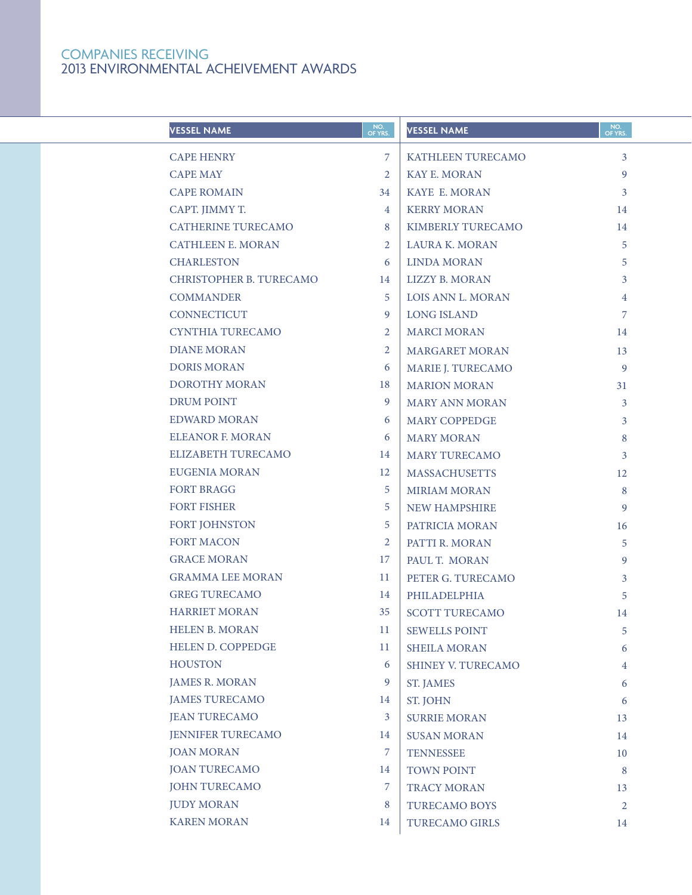## COMPANIES RECEIVING
## 2013 ENVIRONMENTAL ACHEIVEMENT AWARDS

| VESSEL NAME | NO. OF YRS. |
|---|---|
| CAPE HENRY | 7 |
| CAPE MAY | 2 |
| CAPE ROMAIN | 34 |
| CAPT. JIMMY T. | 4 |
| CATHERINE TURECAMO | 8 |
| CATHLEEN E. MORAN | 2 |
| CHARLESTON | 6 |
| CHRISTOPHER B. TURECAMO | 14 |
| COMMANDER | 5 |
| CONNECTICUT | 9 |
| CYNTHIA TURECAMO | 2 |
| DIANE MORAN | 2 |
| DORIS MORAN | 6 |
| DOROTHY MORAN | 18 |
| DRUM POINT | 9 |
| EDWARD MORAN | 6 |
| ELEANOR F. MORAN | 6 |
| ELIZABETH TURECAMO | 14 |
| EUGENIA MORAN | 12 |
| FORT BRAGG | 5 |
| FORT FISHER | 5 |
| FORT JOHNSTON | 5 |
| FORT MACON | 2 |
| GRACE MORAN | 17 |
| GRAMMA LEE MORAN | 11 |
| GREG TURECAMO | 14 |
| HARRIET MORAN | 35 |
| HELEN B. MORAN | 11 |
| HELEN D. COPPEDGE | 11 |
| HOUSTON | 6 |
| JAMES R. MORAN | 9 |
| JAMES TURECAMO | 14 |
| JEAN TURECAMO | 3 |
| JENNIFER TURECAMO | 14 |
| JOAN MORAN | 7 |
| JOAN TURECAMO | 14 |
| JOHN TURECAMO | 7 |
| JUDY MORAN | 8 |
| KAREN MORAN | 14 |
| KATHLEEN TURECAMO | 3 |
| KAY E. MORAN | 9 |
| KAYE E. MORAN | 3 |
| KERRY MORAN | 14 |
| KIMBERLY TURECAMO | 14 |
| LAURA K. MORAN | 5 |
| LINDA MORAN | 5 |
| LIZZY B. MORAN | 3 |
| LOIS ANN L. MORAN | 4 |
| LONG ISLAND | 7 |
| MARCI MORAN | 14 |
| MARGARET MORAN | 13 |
| MARIE J. TURECAMO | 9 |
| MARION MORAN | 31 |
| MARY ANN MORAN | 3 |
| MARY COPPEDGE | 3 |
| MARY MORAN | 8 |
| MARY TURECAMO | 3 |
| MASSACHUSETTS | 12 |
| MIRIAM MORAN | 8 |
| NEW HAMPSHIRE | 9 |
| PATRICIA MORAN | 16 |
| PATTI R. MORAN | 5 |
| PAUL T. MORAN | 9 |
| PETER G. TURECAMO | 3 |
| PHILADELPHIA | 5 |
| SCOTT TURECAMO | 14 |
| SEWELLS POINT | 5 |
| SHEILA MORAN | 6 |
| SHINEY V. TURECAMO | 4 |
| ST. JAMES | 6 |
| ST. JOHN | 6 |
| SURRIE MORAN | 13 |
| SUSAN MORAN | 14 |
| TENNESSEE | 10 |
| TOWN POINT | 8 |
| TRACY MORAN | 13 |
| TURECAMO BOYS | 2 |
| TURECAMO GIRLS | 14 |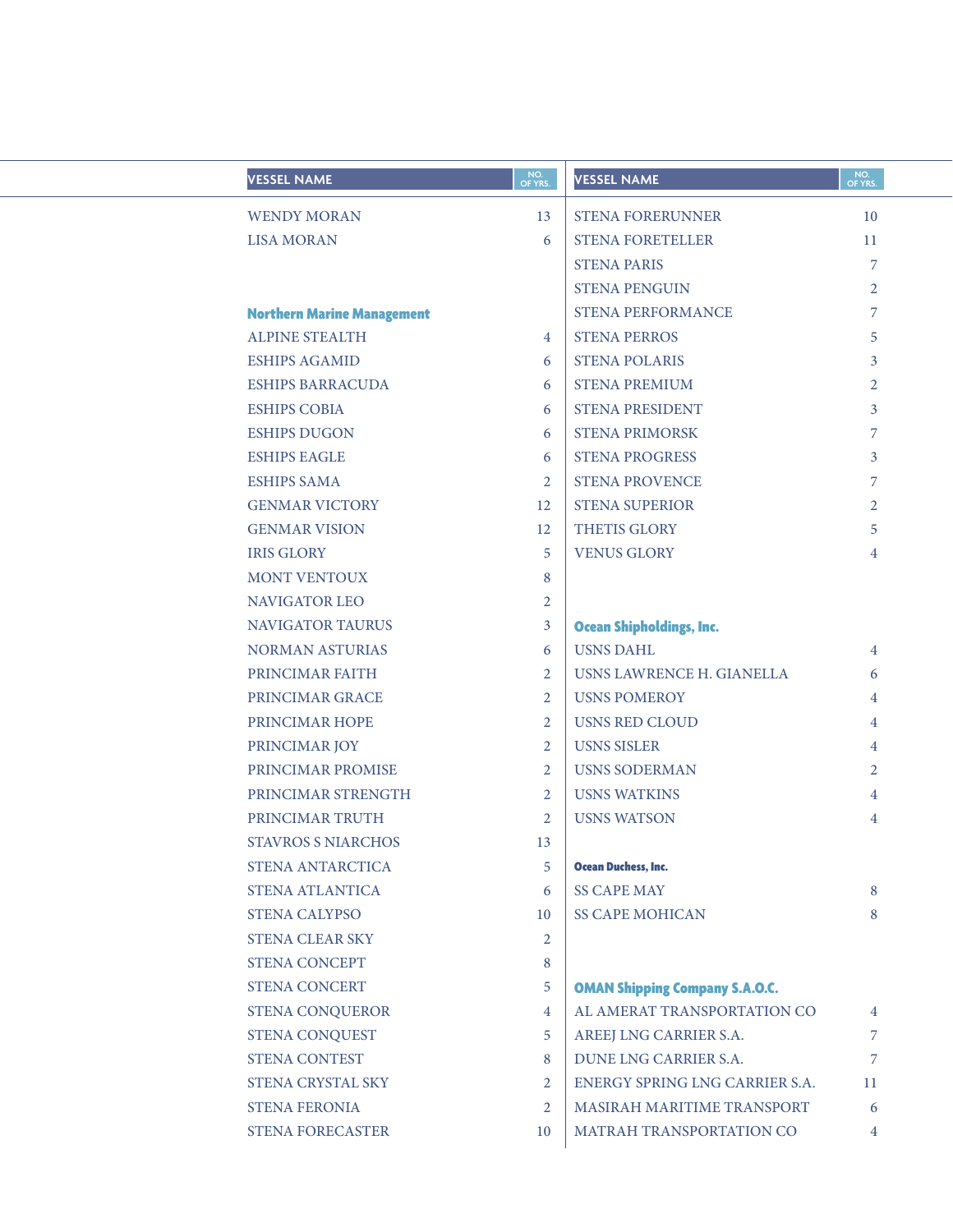| VESSEL NAME | NO. OF YRS. |
|---|---|
| WENDY MORAN | 13 |
| LISA MORAN | 6 |
| **Northern Marine Management** | |
| ALPINE STEALTH | 4 |
| ESHIPS AGAMID | 6 |
| ESHIPS BARRACUDA | 6 |
| ESHIPS COBIA | 6 |
| ESHIPS DUGON | 6 |
| ESHIPS EAGLE | 6 |
| ESHIPS SAMA | 2 |
| GENMAR VICTORY | 12 |
| GENMAR VISION | 12 |
| IRIS GLORY | 5 |
| MONT VENTOUX | 8 |
| NAVIGATOR LEO | 2 |
| NAVIGATOR TAURUS | 3 |
| NORMAN ASTURIAS | 6 |
| PRINCIMAR FAITH | 2 |
| PRINCIMAR GRACE | 2 |
| PRINCIMAR HOPE | 2 |
| PRINCIMAR JOY | 2 |
| PRINCIMAR PROMISE | 2 |
| PRINCIMAR STRENGTH | 2 |
| PRINCIMAR TRUTH | 2 |
| STAVROS S NIARCHOS | 13 |
| STENA ANTARCTICA | 5 |
| STENA ATLANTICA | 6 |
| STENA CALYPSO | 10 |
| STENA CLEAR SKY | 2 |
| STENA CONCEPT | 8 |
| STENA CONCERT | 5 |
| STENA CONQUEROR | 4 |
| STENA CONQUEST | 5 |
| STENA CONTEST | 8 |
| STENA CRYSTAL SKY | 2 |
| STENA FERONIA | 2 |
| STENA FORECASTER | 10 |

| VESSEL NAME | NO. OF YRS. |
|---|---|
| STENA FORERUNNER | 10 |
| STENA FORETELLER | 11 |
| STENA PARIS | 7 |
| STENA PENGUIN | 2 |
| STENA PERFORMANCE | 7 |
| STENA PERROS | 5 |
| STENA POLARIS | 3 |
| STENA PREMIUM | 2 |
| STENA PRESIDENT | 3 |
| STENA PRIMORSK | 7 |
| STENA PROGRESS | 3 |
| STENA PROVENCE | 7 |
| STENA SUPERIOR | 2 |
| THETIS GLORY | 5 |
| VENUS GLORY | 4 |
| **Ocean Shipholdings, Inc.** | |
| USNS DAHL | 4 |
| USNS LAWRENCE H. GIANELLA | 6 |
| USNS POMEROY | 4 |
| USNS RED CLOUD | 4 |
| USNS SISLER | 4 |
| USNS SODERMAN | 2 |
| USNS WATKINS | 4 |
| USNS WATSON | 4 |
| **Ocean Duchess, Inc.** | |
| SS CAPE MAY | 8 |
| SS CAPE MOHICAN | 8 |
| **OMAN Shipping Company S.A.O.C.** | |
| AL AMERAT TRANSPORTATION CO | 4 |
| AREEJ LNG CARRIER S.A. | 7 |
| DUNE LNG CARRIER S.A. | 7 |
| ENERGY SPRING LNG CARRIER S.A. | 11 |
| MASIRAH MARITIME TRANSPORT | 6 |
| MATRAH TRANSPORTATION CO | 4 |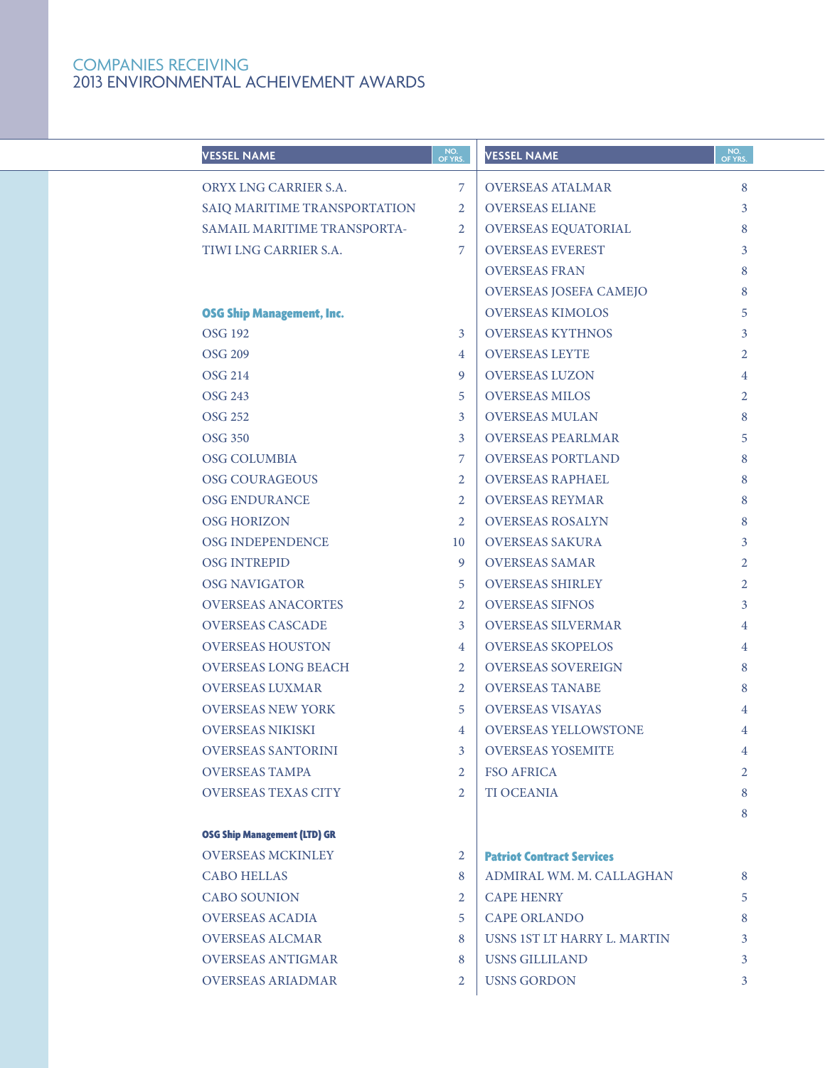## COMPANIES RECEIVING
## 2013 ENVIRONMENTAL ACHEIVEMENT AWARDS

| VESSEL NAME | NO. OF YRS. |
|---|---|
| ORYX LNG CARRIER S.A. | 7 |
| SAIQ MARITIME TRANSPORTATION | 2 |
| SAMAIL MARITIME TRANSPORTA- | 2 |
| TIWI LNG CARRIER S.A. | 7 |

**OSG Ship Management, Inc.**

| VESSEL NAME | NO. OF YRS. |
|---|---|
| OSG 192 | 3 |
| OSG 209 | 4 |
| OSG 214 | 9 |
| OSG 243 | 5 |
| OSG 252 | 3 |
| OSG 350 | 3 |
| OSG COLUMBIA | 7 |
| OSG COURAGEOUS | 2 |
| OSG ENDURANCE | 2 |
| OSG HORIZON | 2 |
| OSG INDEPENDENCE | 10 |
| OSG INTREPID | 9 |
| OSG NAVIGATOR | 5 |
| OVERSEAS ANACORTES | 2 |
| OVERSEAS CASCADE | 3 |
| OVERSEAS HOUSTON | 4 |
| OVERSEAS LONG BEACH | 2 |
| OVERSEAS LUXMAR | 2 |
| OVERSEAS NEW YORK | 5 |
| OVERSEAS NIKISKI | 4 |
| OVERSEAS SANTORINI | 3 |
| OVERSEAS TAMPA | 2 |
| OVERSEAS TEXAS CITY | 2 |

**OSG Ship Management (LTD) GR**

| VESSEL NAME | NO. OF YRS. |
|---|---|
| OVERSEAS MCKINLEY | 2 |
| CABO HELLAS | 8 |
| CABO SOUNION | 2 |
| OVERSEAS ACADIA | 5 |
| OVERSEAS ALCMAR | 8 |
| OVERSEAS ANTIGMAR | 8 |
| OVERSEAS ARIADMAR | 2 |
| OVERSEAS ATALMAR | 8 |
| OVERSEAS ELIANE | 3 |
| OVERSEAS EQUATORIAL | 8 |
| OVERSEAS EVEREST | 3 |
| OVERSEAS FRAN | 8 |
| OVERSEAS JOSEFA CAMEJO | 8 |
| OVERSEAS KIMOLOS | 5 |
| OVERSEAS KYTHNOS | 3 |
| OVERSEAS LEYTE | 2 |
| OVERSEAS LUZON | 4 |
| OVERSEAS MILOS | 2 |
| OVERSEAS MULAN | 8 |
| OVERSEAS PEARLMAR | 5 |
| OVERSEAS PORTLAND | 8 |
| OVERSEAS RAPHAEL | 8 |
| OVERSEAS REYMAR | 8 |
| OVERSEAS ROSALYN | 8 |
| OVERSEAS SAKURA | 3 |
| OVERSEAS SAMAR | 2 |
| OVERSEAS SHIRLEY | 2 |
| OVERSEAS SIFNOS | 3 |
| OVERSEAS SILVERMAR | 4 |
| OVERSEAS SKOPELOS | 4 |
| OVERSEAS SOVEREIGN | 8 |
| OVERSEAS TANABE | 8 |
| OVERSEAS VISAYAS | 4 |
| OVERSEAS YELLOWSTONE | 4 |
| OVERSEAS YOSEMITE | 4 |
| FSO AFRICA | 2 |
| TI OCEANIA | 8 |
| | 8 |

**Patriot Contract Services**

| VESSEL NAME | NO. OF YRS. |
|---|---|
| ADMIRAL WM. M. CALLAGHAN | 8 |
| CAPE HENRY | 5 |
| CAPE ORLANDO | 8 |
| USNS 1ST LT HARRY L. MARTIN | 3 |
| USNS GILLILAND | 3 |
| USNS GORDON | 3 |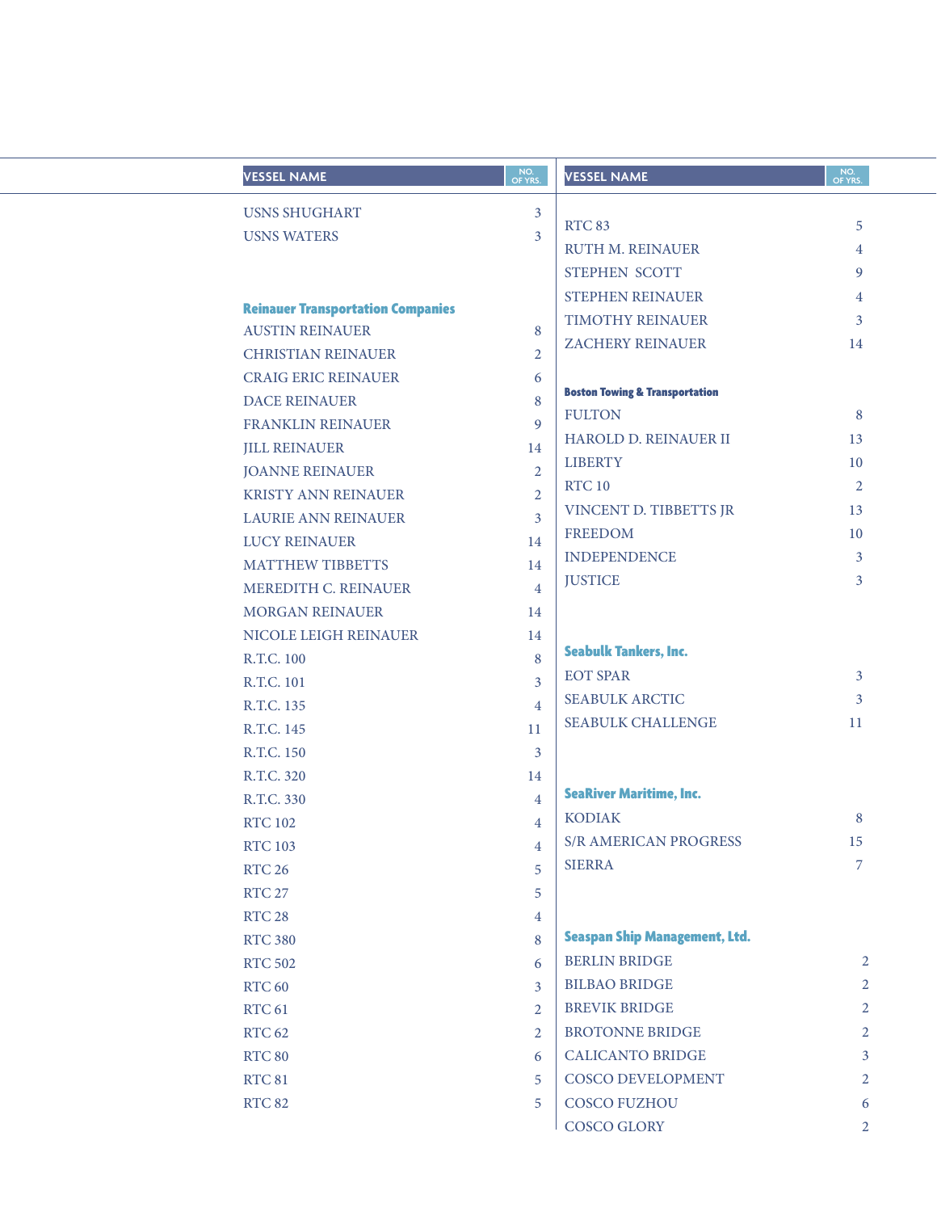| VESSEL NAME | NO. OF YRS. |
|---|---|
| USNS SHUGHART | 3 |
| USNS WATERS | 3 |

**Reinauer Transportation Companies**

| VESSEL NAME | NO. OF YRS. |
|---|---|
| AUSTIN REINAUER | 8 |
| CHRISTIAN REINAUER | 2 |
| CRAIG ERIC REINAUER | 6 |
| DACE REINAUER | 8 |
| FRANKLIN REINAUER | 9 |
| JILL REINAUER | 14 |
| JOANNE REINAUER | 2 |
| KRISTY ANN REINAUER | 2 |
| LAURIE ANN REINAUER | 3 |
| LUCY REINAUER | 14 |
| MATTHEW TIBBETTS | 14 |
| MEREDITH C. REINAUER | 4 |
| MORGAN REINAUER | 14 |
| NICOLE LEIGH REINAUER | 14 |
| R.T.C. 100 | 8 |
| R.T.C. 101 | 3 |
| R.T.C. 135 | 4 |
| R.T.C. 145 | 11 |
| R.T.C. 150 | 3 |
| R.T.C. 320 | 14 |
| R.T.C. 330 | 4 |
| RTC 102 | 4 |
| RTC 103 | 4 |
| RTC 26 | 5 |
| RTC 27 | 5 |
| RTC 28 | 4 |
| RTC 380 | 8 |
| RTC 502 | 6 |
| RTC 60 | 3 |
| RTC 61 | 2 |
| RTC 62 | 2 |
| RTC 80 | 6 |
| RTC 81 | 5 |
| RTC 82 | 5 |
| RTC 83 | 5 |
| RUTH M. REINAUER | 4 |
| STEPHEN SCOTT | 9 |
| STEPHEN REINAUER | 4 |
| TIMOTHY REINAUER | 3 |
| ZACHERY REINAUER | 14 |

**Boston Towing & Transportation**

| VESSEL NAME | NO. OF YRS. |
|---|---|
| FULTON | 8 |
| HAROLD D. REINAUER II | 13 |
| LIBERTY | 10 |
| RTC 10 | 2 |
| VINCENT D. TIBBETTS JR | 13 |
| FREEDOM | 10 |
| INDEPENDENCE | 3 |
| JUSTICE | 3 |

**Seabulk Tankers, Inc.**

| VESSEL NAME | NO. OF YRS. |
|---|---|
| EOT SPAR | 3 |
| SEABULK ARCTIC | 3 |
| SEABULK CHALLENGE | 11 |

**SeaRiver Maritime, Inc.**

| VESSEL NAME | NO. OF YRS. |
|---|---|
| KODIAK | 8 |
| S/R AMERICAN PROGRESS | 15 |
| SIERRA | 7 |

**Seaspan Ship Management, Ltd.**

| VESSEL NAME | NO. OF YRS. |
|---|---|
| BERLIN BRIDGE | 2 |
| BILBAO BRIDGE | 2 |
| BREVIK BRIDGE | 2 |
| BROTONNE BRIDGE | 2 |
| CALICANTO BRIDGE | 3 |
| COSCO DEVELOPMENT | 2 |
| COSCO FUZHOU | 6 |
| COSCO GLORY | 2 |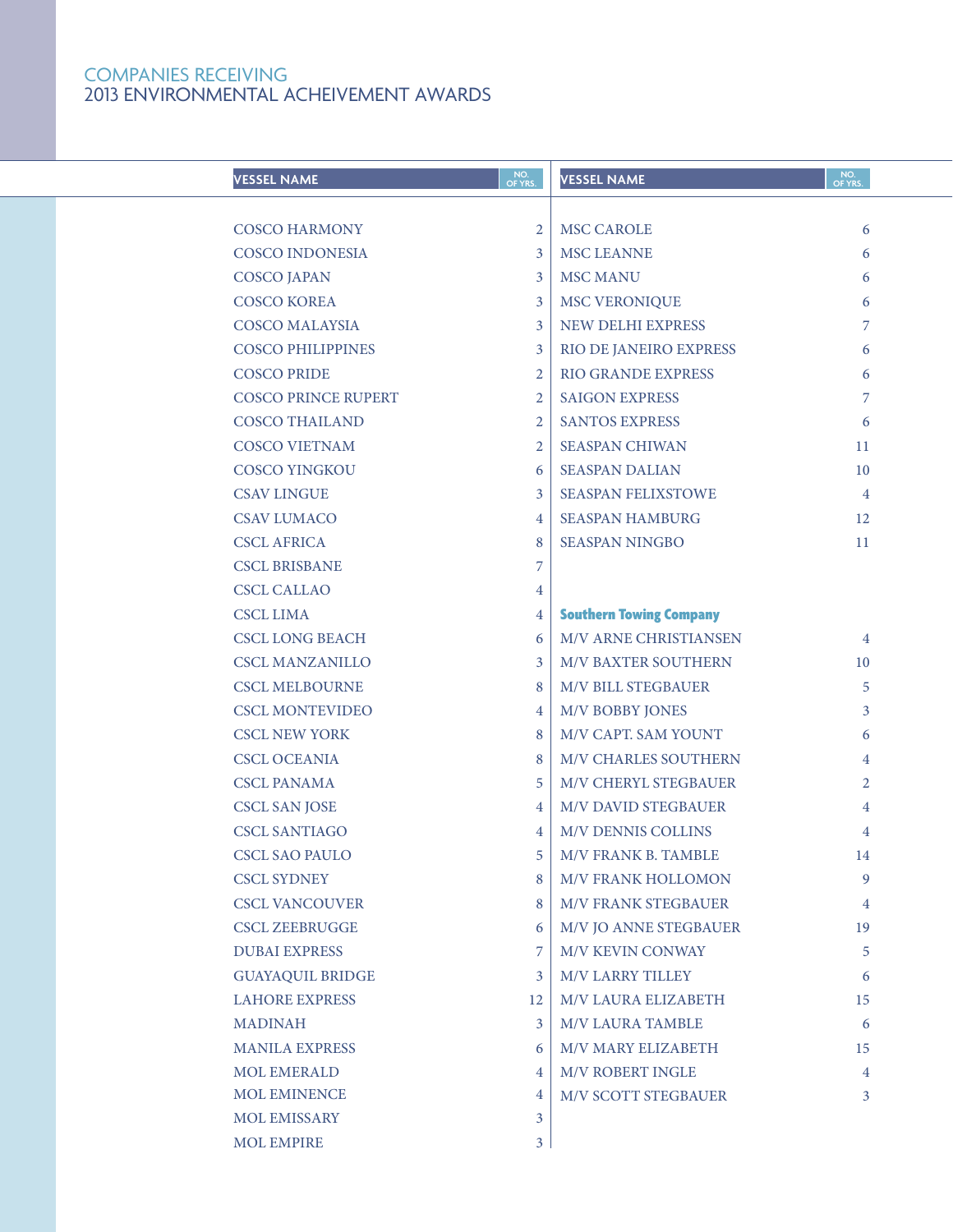# COMPANIES RECEIVING
## 2013 ENVIRONMENTAL ACHEIVEMENT AWARDS

| VESSEL NAME | NO. OF YRS. |
|---|---|
| COSCO HARMONY | 2 |
| COSCO INDONESIA | 3 |
| COSCO JAPAN | 3 |
| COSCO KOREA | 3 |
| COSCO MALAYSIA | 3 |
| COSCO PHILIPPINES | 3 |
| COSCO PRIDE | 2 |
| COSCO PRINCE RUPERT | 2 |
| COSCO THAILAND | 2 |
| COSCO VIETNAM | 2 |
| COSCO YINGKOU | 6 |
| CSAV LINGUE | 3 |
| CSAV LUMACO | 4 |
| CSCL AFRICA | 8 |
| CSCL BRISBANE | 7 |
| CSCL CALLAO | 4 |
| CSCL LIMA | 4 |
| CSCL LONG BEACH | 6 |
| CSCL MANZANILLO | 3 |
| CSCL MELBOURNE | 8 |
| CSCL MONTEVIDEO | 4 |
| CSCL NEW YORK | 8 |
| CSCL OCEANIA | 8 |
| CSCL PANAMA | 5 |
| CSCL SAN JOSE | 4 |
| CSCL SANTIAGO | 4 |
| CSCL SAO PAULO | 5 |
| CSCL SYDNEY | 8 |
| CSCL VANCOUVER | 8 |
| CSCL ZEEBRUGGE | 6 |
| DUBAI EXPRESS | 7 |
| GUAYAQUIL BRIDGE | 3 |
| LAHORE EXPRESS | 12 |
| MADINAH | 3 |
| MANILA EXPRESS | 6 |
| MOL EMERALD | 4 |
| MOL EMINENCE | 4 |
| MOL EMISSARY | 3 |
| MOL EMPIRE | 3 |
| MSC CAROLE | 6 |
| MSC LEANNE | 6 |
| MSC MANU | 6 |
| MSC VERONIQUE | 6 |
| NEW DELHI EXPRESS | 7 |
| RIO DE JANEIRO EXPRESS | 6 |
| RIO GRANDE EXPRESS | 6 |
| SAIGON EXPRESS | 7 |
| SANTOS EXPRESS | 6 |
| SEASPAN CHIWAN | 11 |
| SEASPAN DALIAN | 10 |
| SEASPAN FELIXSTOWE | 4 |
| SEASPAN HAMBURG | 12 |
| SEASPAN NINGBO | 11 |

**Southern Towing Company**

| VESSEL NAME | NO. OF YRS. |
|---|---|
| M/V ARNE CHRISTIANSEN | 4 |
| M/V BAXTER SOUTHERN | 10 |
| M/V BILL STEGBAUER | 5 |
| M/V BOBBY JONES | 3 |
| M/V CAPT. SAM YOUNT | 6 |
| M/V CHARLES SOUTHERN | 4 |
| M/V CHERYL STEGBAUER | 2 |
| M/V DAVID STEGBAUER | 4 |
| M/V DENNIS COLLINS | 4 |
| M/V FRANK B. TAMBLE | 14 |
| M/V FRANK HOLLOMON | 9 |
| M/V FRANK STEGBAUER | 4 |
| M/V JO ANNE STEGBAUER | 19 |
| M/V KEVIN CONWAY | 5 |
| M/V LARRY TILLEY | 6 |
| M/V LAURA ELIZABETH | 15 |
| M/V LAURA TAMBLE | 6 |
| M/V MARY ELIZABETH | 15 |
| M/V ROBERT INGLE | 4 |
| M/V SCOTT STEGBAUER | 3 |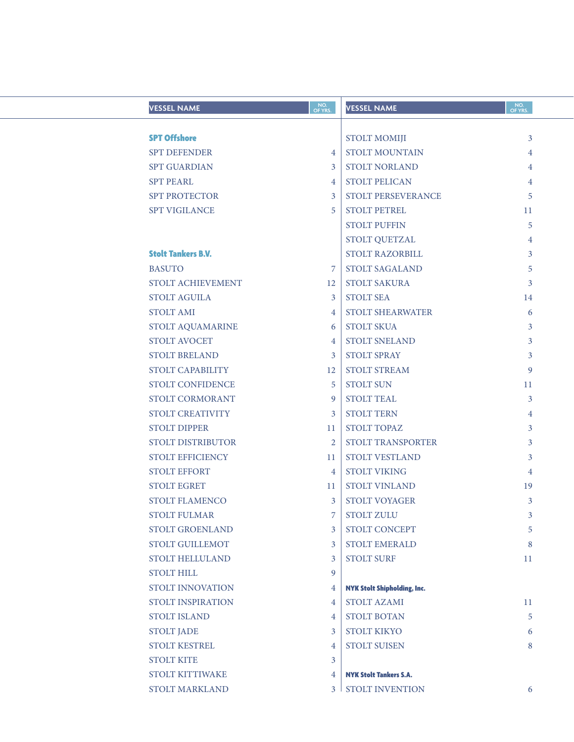| VESSEL NAME | NO. OF YRS. |
|---|---|
| **SPT Offshore** | |
| SPT DEFENDER | 4 |
| SPT GUARDIAN | 3 |
| SPT PEARL | 4 |
| SPT PROTECTOR | 3 |
| SPT VIGILANCE | 5 |
| **Stolt Tankers B.V.** | |
| BASUTO | 7 |
| STOLT ACHIEVEMENT | 12 |
| STOLT AGUILA | 3 |
| STOLT AMI | 4 |
| STOLT AQUAMARINE | 6 |
| STOLT AVOCET | 4 |
| STOLT BRELAND | 3 |
| STOLT CAPABILITY | 12 |
| STOLT CONFIDENCE | 5 |
| STOLT CORMORANT | 9 |
| STOLT CREATIVITY | 3 |
| STOLT DIPPER | 11 |
| STOLT DISTRIBUTOR | 2 |
| STOLT EFFICIENCY | 11 |
| STOLT EFFORT | 4 |
| STOLT EGRET | 11 |
| STOLT FLAMENCO | 3 |
| STOLT FULMAR | 7 |
| STOLT GROENLAND | 3 |
| STOLT GUILLEMOT | 3 |
| STOLT HELLULAND | 3 |
| STOLT HILL | 9 |
| STOLT INNOVATION | 4 |
| STOLT INSPIRATION | 4 |
| STOLT ISLAND | 4 |
| STOLT JADE | 3 |
| STOLT KESTREL | 4 |
| STOLT KITE | 3 |
| STOLT KITTIWAKE | 4 |
| STOLT MARKLAND | 3 |

| VESSEL NAME | NO. OF YRS. |
|---|---|
| STOLT MOMIJI | 3 |
| STOLT MOUNTAIN | 4 |
| STOLT NORLAND | 4 |
| STOLT PELICAN | 4 |
| STOLT PERSEVERANCE | 5 |
| STOLT PETREL | 11 |
| STOLT PUFFIN | 5 |
| STOLT QUETZAL | 4 |
| STOLT RAZORBILL | 3 |
| STOLT SAGALAND | 5 |
| STOLT SAKURA | 3 |
| STOLT SEA | 14 |
| STOLT SHEARWATER | 6 |
| STOLT SKUA | 3 |
| STOLT SNELAND | 3 |
| STOLT SPRAY | 3 |
| STOLT STREAM | 9 |
| STOLT SUN | 11 |
| STOLT TEAL | 3 |
| STOLT TERN | 4 |
| STOLT TOPAZ | 3 |
| STOLT TRANSPORTER | 3 |
| STOLT VESTLAND | 3 |
| STOLT VIKING | 4 |
| STOLT VINLAND | 19 |
| STOLT VOYAGER | 3 |
| STOLT ZULU | 3 |
| STOLT CONCEPT | 5 |
| STOLT EMERALD | 8 |
| STOLT SURF | 11 |
| **NYK Stolt Shipholding, Inc.** | |
| STOLT AZAMI | 11 |
| STOLT BOTAN | 5 |
| STOLT KIKYO | 6 |
| STOLT SUISEN | 8 |
| **NYK Stolt Tankers S.A.** | |
| STOLT INVENTION | 6 |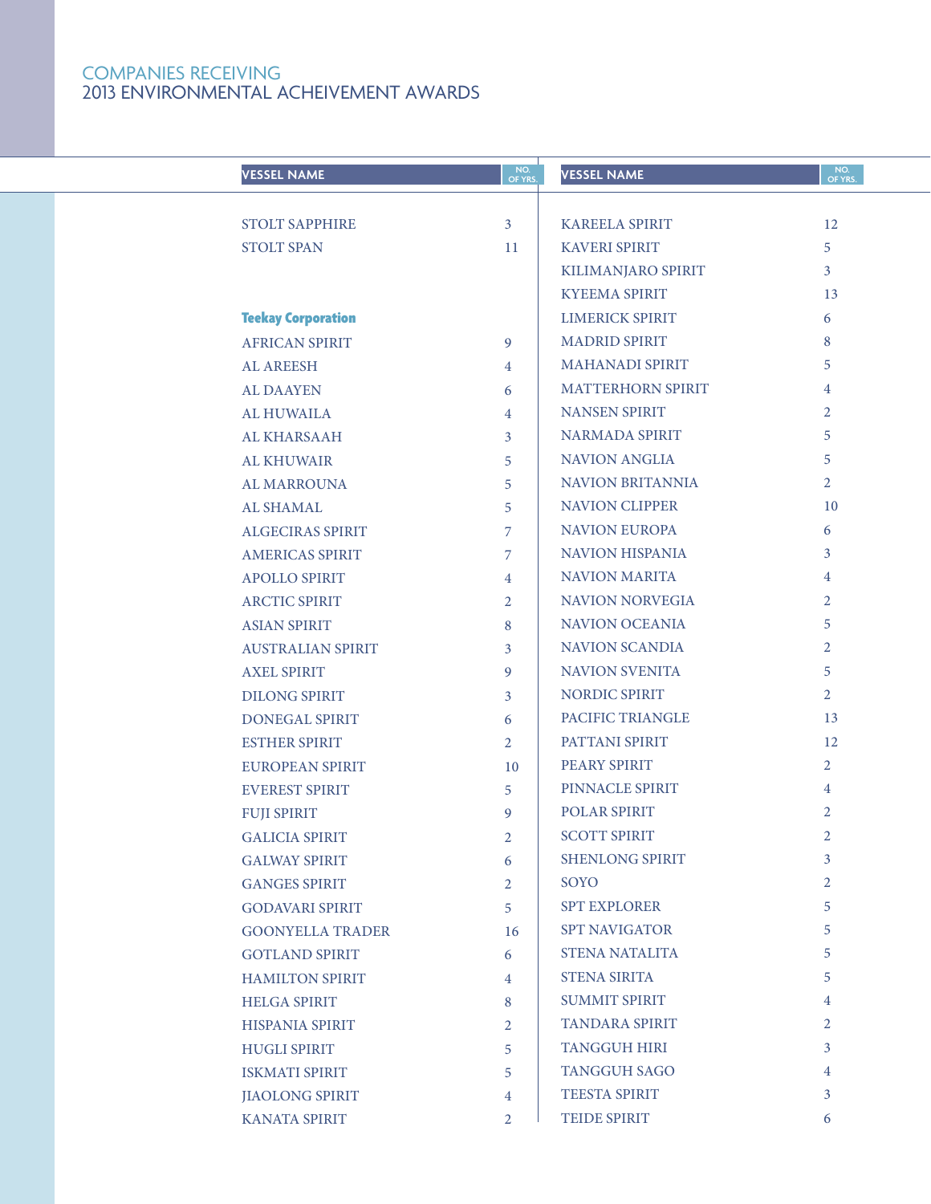# COMPANIES RECEIVING
# 2013 ENVIRONMENTAL ACHEIVEMENT AWARDS

| VESSEL NAME | NO. OF YRS. |
|---|---|
| STOLT SAPPHIRE | 3 |
| STOLT SPAN | 11 |
| **Teekay Corporation** | |
| AFRICAN SPIRIT | 9 |
| AL AREESH | 4 |
| AL DAAYEN | 6 |
| AL HUWAILA | 4 |
| AL KHARSAAH | 3 |
| AL KHUWAIR | 5 |
| AL MARROUNA | 5 |
| AL SHAMAL | 5 |
| ALGECIRAS SPIRIT | 7 |
| AMERICAS SPIRIT | 7 |
| APOLLO SPIRIT | 4 |
| ARCTIC SPIRIT | 2 |
| ASIAN SPIRIT | 8 |
| AUSTRALIAN SPIRIT | 3 |
| AXEL SPIRIT | 9 |
| DILONG SPIRIT | 3 |
| DONEGAL SPIRIT | 6 |
| ESTHER SPIRIT | 2 |
| EUROPEAN SPIRIT | 10 |
| EVEREST SPIRIT | 5 |
| FUJI SPIRIT | 9 |
| GALICIA SPIRIT | 2 |
| GALWAY SPIRIT | 6 |
| GANGES SPIRIT | 2 |
| GODAVARI SPIRIT | 5 |
| GOONYELLA TRADER | 16 |
| GOTLAND SPIRIT | 6 |
| HAMILTON SPIRIT | 4 |
| HELGA SPIRIT | 8 |
| HISPANIA SPIRIT | 2 |
| HUGLI SPIRIT | 5 |
| ISKMATI SPIRIT | 5 |
| JIAOLONG SPIRIT | 4 |
| KANATA SPIRIT | 2 |

| VESSEL NAME | NO. OF YRS. |
|---|---|
| KAREELA SPIRIT | 12 |
| KAVERI SPIRIT | 5 |
| KILIMANJARO SPIRIT | 3 |
| KYEEMA SPIRIT | 13 |
| LIMERICK SPIRIT | 6 |
| MADRID SPIRIT | 8 |
| MAHANADI SPIRIT | 5 |
| MATTERHORN SPIRIT | 4 |
| NANSEN SPIRIT | 2 |
| NARMADA SPIRIT | 5 |
| NAVION ANGLIA | 5 |
| NAVION BRITANNIA | 2 |
| NAVION CLIPPER | 10 |
| NAVION EUROPA | 6 |
| NAVION HISPANIA | 3 |
| NAVION MARITA | 4 |
| NAVION NORVEGIA | 2 |
| NAVION OCEANIA | 5 |
| NAVION SCANDIA | 2 |
| NAVION SVENITA | 5 |
| NORDIC SPIRIT | 2 |
| PACIFIC TRIANGLE | 13 |
| PATTANI SPIRIT | 12 |
| PEARY SPIRIT | 2 |
| PINNACLE SPIRIT | 4 |
| POLAR SPIRIT | 2 |
| SCOTT SPIRIT | 2 |
| SHENLONG SPIRIT | 3 |
| SOYO | 2 |
| SPT EXPLORER | 5 |
| SPT NAVIGATOR | 5 |
| STENA NATALITA | 5 |
| STENA SIRITA | 5 |
| SUMMIT SPIRIT | 4 |
| TANDARA SPIRIT | 2 |
| TANGGUH HIRI | 3 |
| TANGGUH SAGO | 4 |
| TEESTA SPIRIT | 3 |
| TEIDE SPIRIT | 6 |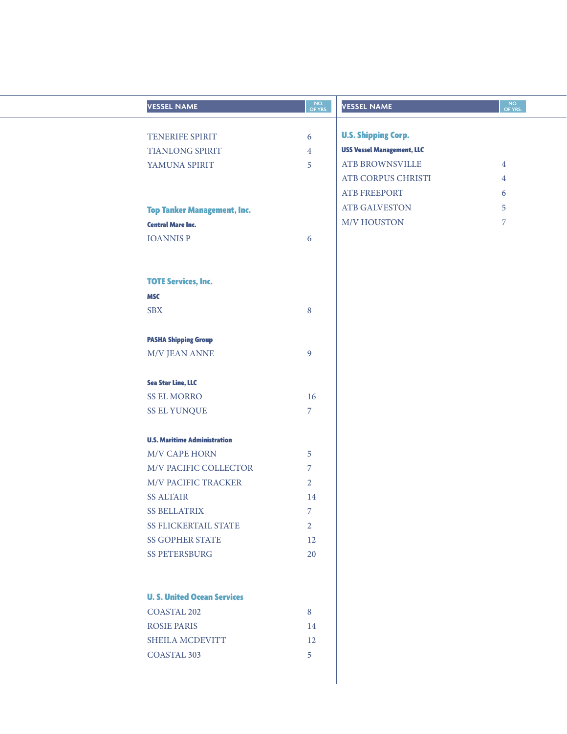| VESSEL NAME | NO. OF YRS. |
|---|---|
| TENERIFE SPIRIT | 6 |
| TIANLONG SPIRIT | 4 |
| YAMUNA SPIRIT | 5 |

## Top Tanker Management, Inc.

**Central Mare Inc.**

| VESSEL NAME | NO. OF YRS. |
|---|---|
| IOANNIS P | 6 |

## TOTE Services, Inc.

**MSC**

| VESSEL NAME | NO. OF YRS. |
|---|---|
| SBX | 8 |

**PASHA Shipping Group**

| VESSEL NAME | NO. OF YRS. |
|---|---|
| M/V JEAN ANNE | 9 |

**Sea Star Line, LLC**

| VESSEL NAME | NO. OF YRS. |
|---|---|
| SS EL MORRO | 16 |
| SS EL YUNQUE | 7 |

**U.S. Maritime Administration**

| VESSEL NAME | NO. OF YRS. |
|---|---|
| M/V CAPE HORN | 5 |
| M/V PACIFIC COLLECTOR | 7 |
| M/V PACIFIC TRACKER | 2 |
| SS ALTAIR | 14 |
| SS BELLATRIX | 7 |
| SS FLICKERTAIL STATE | 2 |
| SS GOPHER STATE | 12 |
| SS PETERSBURG | 20 |

## U. S. United Ocean Services

| VESSEL NAME | NO. OF YRS. |
|---|---|
| COASTAL 202 | 8 |
| ROSIE PARIS | 14 |
| SHEILA MCDEVITT | 12 |
| COASTAL 303 | 5 |

## U.S. Shipping Corp.

**USS Vessel Management, LLC**

| VESSEL NAME | NO. OF YRS. |
|---|---|
| ATB BROWNSVILLE | 4 |
| ATB CORPUS CHRISTI | 4 |
| ATB FREEPORT | 6 |
| ATB GALVESTON | 5 |
| M/V HOUSTON | 7 |